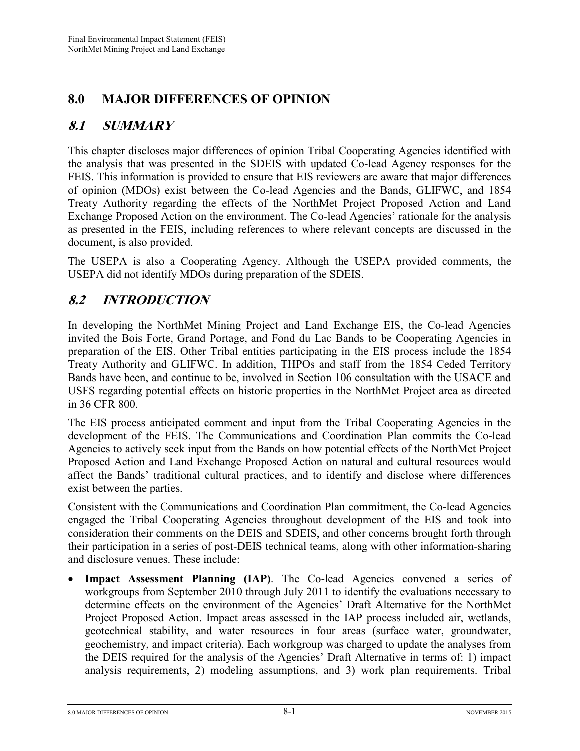# 8.0 MAJOR DIFFERENCES OF OPINION

## *8.1 SUMMARY*

This chapter discloses major differences of opinion Tribal Cooperating Agencies identified with the analysis that was presented in the SDEIS with updated Co-lead Agency responses for the FEIS. This information is provided to ensure that EIS reviewers are aware that major differences of opinion (MDOs) exist between the Co-lead Agencies and the Bands, GLIFWC, and 1854 Treaty Authority regarding the effects of the NorthMet Project Proposed Action and Land Exchange Proposed Action on the environment. The Co-lead Agencies' rationale for the analysis as presented in the FEIS, including references to where relevant concepts are discussed in the document, is also provided.

The USEPA is also a Cooperating Agency. Although the USEPA provided comments, the USEPA did not identify MDOs during preparation of the SDEIS.

## *8.2 INTRODUCTION*

In developing the NorthMet Mining Project and Land Exchange EIS, the Co-lead Agencies invited the Bois Forte, Grand Portage, and Fond du Lac Bands to be Cooperating Agencies in preparation of the EIS. Other Tribal entities participating in the EIS process include the 1854 Treaty Authority and GLIFWC. In addition, THPOs and staff from the 1854 Ceded Territory Bands have been, and continue to be, involved in Section 106 consultation with the USACE and USFS regarding potential effects on historic properties in the NorthMet Project area as directed in 36 CFR 800.

The EIS process anticipated comment and input from the Tribal Cooperating Agencies in the development of the FEIS. The Communications and Coordination Plan commits the Co-lead Agencies to actively seek input from the Bands on how potential effects of the NorthMet Project Proposed Action and Land Exchange Proposed Action on natural and cultural resources would affect the Bands' traditional cultural practices, and to identify and disclose where differences exist between the parties.

Consistent with the Communications and Coordination Plan commitment, the Co-lead Agencies engaged the Tribal Cooperating Agencies throughout development of the EIS and took into consideration their comments on the DEIS and SDEIS, and other concerns brought forth through their participation in a series of post-DEIS technical teams, along with other information-sharing and disclosure venues. These include:

- **Impact Assessment Planning (IAP)**. The Co-lead Agencies convened a series of workgroups from September 2010 through July 2011 to identify the evaluations necessary to determine effects on the environment of the Agencies' Draft Alternative for the NorthMet Project Proposed Action. Impact areas assessed in the IAP process included air, wetlands, geotechnical stability, and water resources in four areas (surface water, groundwater, geochemistry, and impact criteria). Each workgroup was charged to update the analyses from the DEIS required for the analysis of the Agencies' Draft Alternative in terms of: 1) impact analysis requirements, 2) modeling assumptions, and 3) work plan requirements. Tribal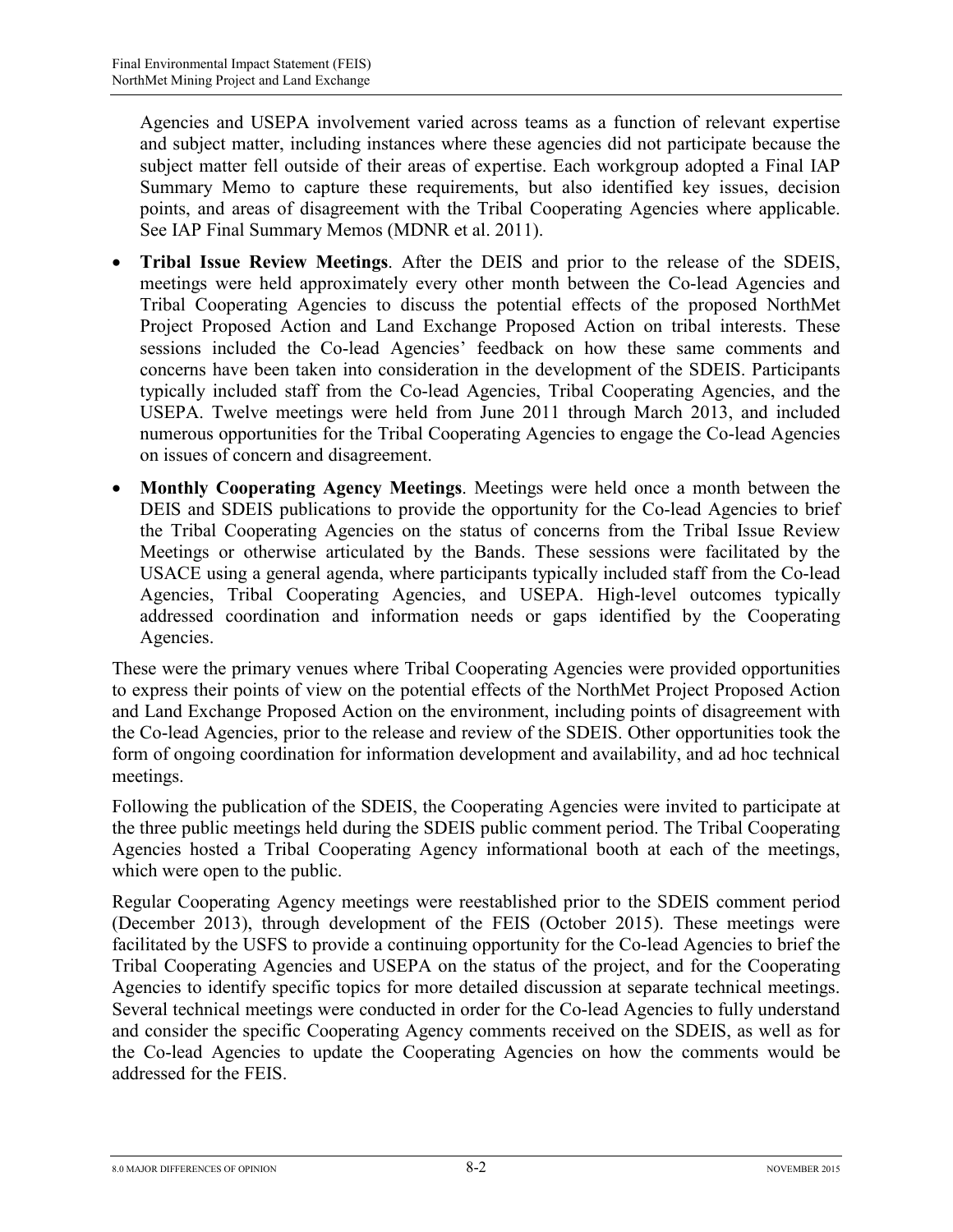Agencies and USEPA involvement varied across teams as a function of relevant expertise and subject matter, including instances where these agencies did not participate because the subject matter fell outside of their areas of expertise. Each workgroup adopted a Final IAP Summary Memo to capture these requirements, but also identified key issues, decision points, and areas of disagreement with the Tribal Cooperating Agencies where applicable. See IAP Final Summary Memos (MDNR et al. 2011).

- **Tribal Issue Review Meetings**. After the DEIS and prior to the release of the SDEIS, meetings were held approximately every other month between the Co-lead Agencies and Tribal Cooperating Agencies to discuss the potential effects of the proposed NorthMet Project Proposed Action and Land Exchange Proposed Action on tribal interests. These sessions included the Co-lead Agencies' feedback on how these same comments and concerns have been taken into consideration in the development of the SDEIS. Participants typically included staff from the Co-lead Agencies, Tribal Cooperating Agencies, and the USEPA. Twelve meetings were held from June 2011 through March 2013, and included numerous opportunities for the Tribal Cooperating Agencies to engage the Co-lead Agencies on issues of concern and disagreement.
- **Monthly Cooperating Agency Meetings**. Meetings were held once a month between the DEIS and SDEIS publications to provide the opportunity for the Co-lead Agencies to brief the Tribal Cooperating Agencies on the status of concerns from the Tribal Issue Review Meetings or otherwise articulated by the Bands. These sessions were facilitated by the USACE using a general agenda, where participants typically included staff from the Co-lead Agencies, Tribal Cooperating Agencies, and USEPA. High-level outcomes typically addressed coordination and information needs or gaps identified by the Cooperating Agencies.

These were the primary venues where Tribal Cooperating Agencies were provided opportunities to express their points of view on the potential effects of the NorthMet Project Proposed Action and Land Exchange Proposed Action on the environment, including points of disagreement with the Co-lead Agencies, prior to the release and review of the SDEIS. Other opportunities took the form of ongoing coordination for information development and availability, and ad hoc technical meetings.

Following the publication of the SDEIS, the Cooperating Agencies were invited to participate at the three public meetings held during the SDEIS public comment period. The Tribal Cooperating Agencies hosted a Tribal Cooperating Agency informational booth at each of the meetings, which were open to the public.

Regular Cooperating Agency meetings were reestablished prior to the SDEIS comment period (December 2013), through development of the FEIS (October 2015). These meetings were facilitated by the USFS to provide a continuing opportunity for the Co-lead Agencies to brief the Tribal Cooperating Agencies and USEPA on the status of the project, and for the Cooperating Agencies to identify specific topics for more detailed discussion at separate technical meetings. Several technical meetings were conducted in order for the Co-lead Agencies to fully understand and consider the specific Cooperating Agency comments received on the SDEIS, as well as for the Co-lead Agencies to update the Cooperating Agencies on how the comments would be addressed for the FEIS.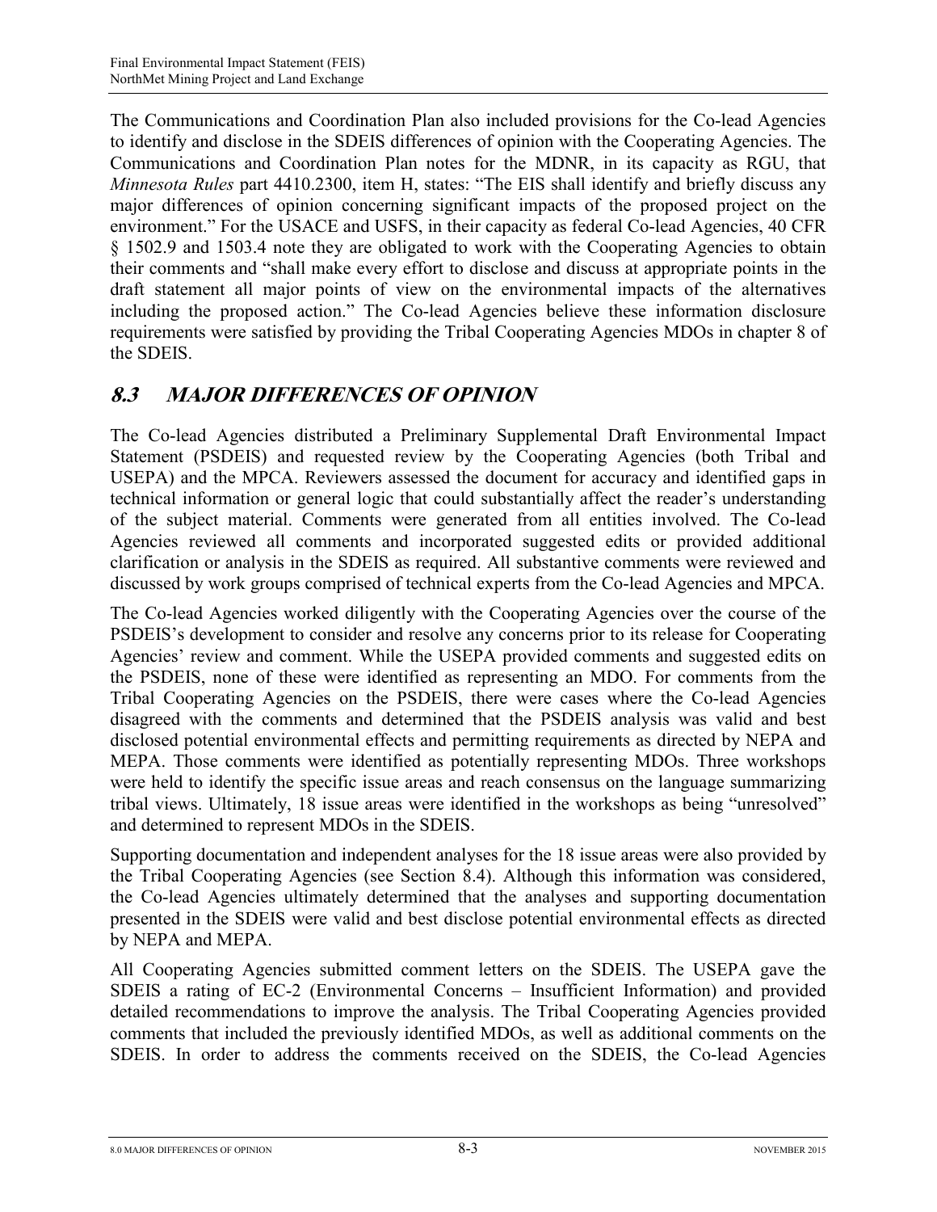The Communications and Coordination Plan also included provisions for the Co-lead Agencies to identify and disclose in the SDEIS differences of opinion with the Cooperating Agencies. The Communications and Coordination Plan notes for the MDNR, in its capacity as RGU, that *Minnesota Rules* part 4410.2300, item H, states: "The EIS shall identify and briefly discuss any major differences of opinion concerning significant impacts of the proposed project on the environment." For the USACE and USFS, in their capacity as federal Co-lead Agencies, 40 CFR § 1502.9 and 1503.4 note they are obligated to work with the Cooperating Agencies to obtain their comments and "shall make every effort to disclose and discuss at appropriate points in the draft statement all major points of view on the environmental impacts of the alternatives including the proposed action." The Co-lead Agencies believe these information disclosure requirements were satisfied by providing the Tribal Cooperating Agencies MDOs in chapter 8 of the SDEIS.

## 8.3 MAJOR DIFFERENCES OF OPINION

The Co-lead Agencies distributed a Preliminary Supplemental Draft Environmental Impact Statement (PSDEIS) and requested review by the Cooperating Agencies (both Tribal and USEPA) and the MPCA. Reviewers assessed the document for accuracy and identified gaps in technical information or general logic that could substantially affect the reader's understanding of the subject material. Comments were generated from all entities involved. The Co-lead Agencies reviewed all comments and incorporated suggested edits or provided additional clarification or analysis in the SDEIS as required. All substantive comments were reviewed and discussed by work groups comprised of technical experts from the Co-lead Agencies and MPCA.

The Co-lead Agencies worked diligently with the Cooperating Agencies over the course of the PSDEIS's development to consider and resolve any concerns prior to its release for Cooperating Agencies' review and comment. While the USEPA provided comments and suggested edits on the PSDEIS, none of these were identified as representing an MDO. For comments from the Tribal Cooperating Agencies on the PSDEIS, there were cases where the Co-lead Agencies disagreed with the comments and determined that the PSDEIS analysis was valid and best disclosed potential environmental effects and permitting requirements as directed by NEPA and MEPA. Those comments were identified as potentially representing MDOs. Three workshops were held to identify the specific issue areas and reach consensus on the language summarizing tribal views. Ultimately, 18 issue areas were identified in the workshops as being "unresolved" and determined to represent MDOs in the SDEIS.

Supporting documentation and independent analyses for the 18 issue areas were also provided by the Tribal Cooperating Agencies (see Section 8.4). Although this information was considered, the Co-lead Agencies ultimately determined that the analyses and supporting documentation presented in the SDEIS were valid and best disclose potential environmental effects as directed by NEPA and MEPA.

All Cooperating Agencies submitted comment letters on the SDEIS. The USEPA gave the SDEIS a rating of EC-2 (Environmental Concerns – Insufficient Information) and provided detailed recommendations to improve the analysis. The Tribal Cooperating Agencies provided comments that included the previously identified MDOs, as well as additional comments on the SDEIS. In order to address the comments received on the SDEIS, the Co-lead Agencies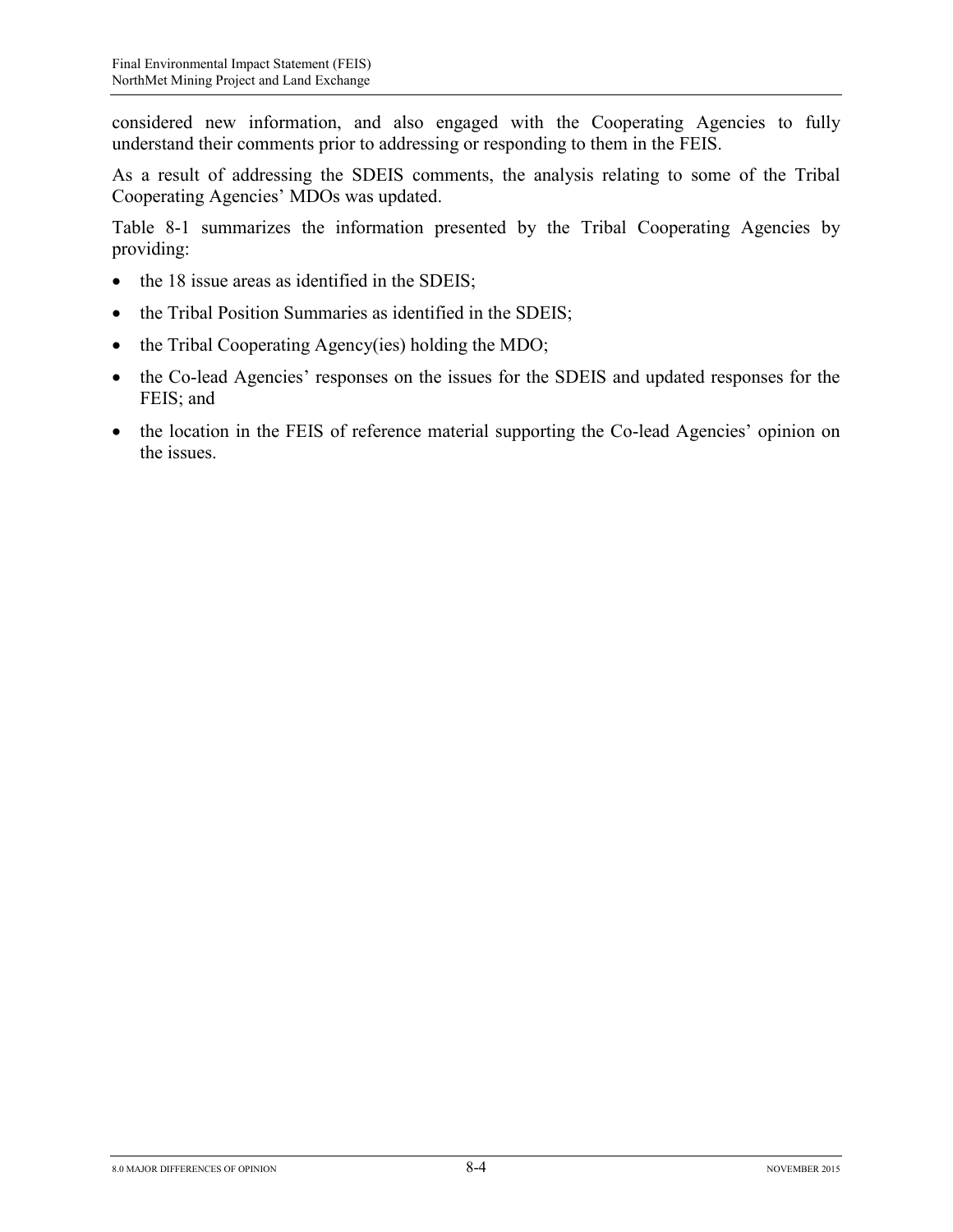considered new information, and also engaged with the Cooperating Agencies to fully understand their comments prior to addressing or responding to them in the FEIS.

As a result of addressing the SDEIS comments, the analysis relating to some of the Tribal Cooperating Agencies' MDOs was updated.

Table 8-1 summarizes the information presented by the Tribal Cooperating Agencies by providing:

- the 18 issue areas as identified in the SDEIS;
- the Tribal Position Summaries as identified in the SDEIS;
- the Tribal Cooperating Agency(ies) holding the MDO;
- the Co-lead Agencies' responses on the issues for the SDEIS and updated responses for the FEIS; and
- the location in the FEIS of reference material supporting the Co-lead Agencies' opinion on the issues.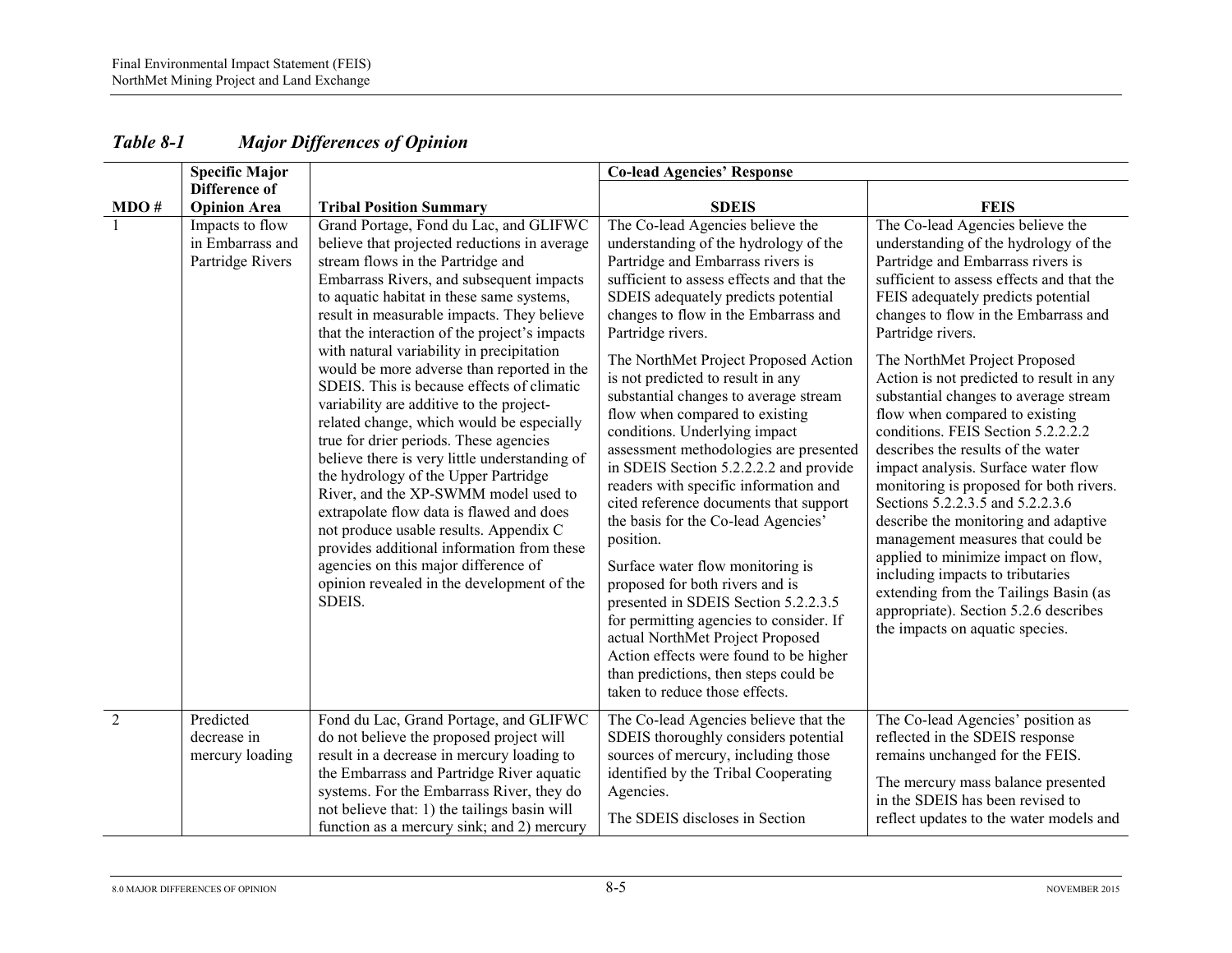## *Table 8-1 Major Differences of Opinion*

| MDO # | Specific Major Difference of Opinion Area | Tribal Position Summary | Co-lead Agencies' Response | |
|---|---|---|---|---|
| | | | **SDEIS** | **FEIS** |
| 1 | Impacts to flow in Embarrass and Partridge Rivers | Grand Portage, Fond du Lac, and GLIFWC believe that projected reductions in average stream flows in the Partridge and Embarrass Rivers, and subsequent impacts to aquatic habitat in these same systems, result in measurable impacts. They believe that the interaction of the project's impacts with natural variability in precipitation would be more adverse than reported in the SDEIS. This is because effects of climatic variability are additive to the project-related change, which would be especially true for drier periods. These agencies believe there is very little understanding of the hydrology of the Upper Partridge River, and the XP-SWMM model used to extrapolate flow data is flawed and does not produce usable results. Appendix C provides additional information from these agencies on this major difference of opinion revealed in the development of the SDEIS. | The Co-lead Agencies believe the understanding of the hydrology of the Partridge and Embarrass rivers is sufficient to assess effects and that the SDEIS adequately predicts potential changes to flow in the Embarrass and Partridge rivers.<br><br>The NorthMet Project Proposed Action is not predicted to result in any substantial changes to average stream flow when compared to existing conditions. Underlying impact assessment methodologies are presented in SDEIS Section 5.2.2.2.2 and provide readers with specific information and cited reference documents that support the basis for the Co-lead Agencies' position.<br><br>Surface water flow monitoring is proposed for both rivers and is presented in SDEIS Section 5.2.2.3.5 for permitting agencies to consider. If actual NorthMet Project Proposed Action effects were found to be higher than predictions, then steps could be taken to reduce those effects. | The Co-lead Agencies believe the understanding of the hydrology of the Partridge and Embarrass rivers is sufficient to assess effects and that the FEIS adequately predicts potential changes to flow in the Embarrass and Partridge rivers.<br><br>The NorthMet Project Proposed Action is not predicted to result in any substantial changes to average stream flow when compared to existing conditions. FEIS Section 5.2.2.2.2 describes the results of the water impact analysis. Surface water flow monitoring is proposed for both rivers. Sections 5.2.2.3.5 and 5.2.2.3.6 describe the monitoring and adaptive management measures that could be applied to minimize impact on flow, including impacts to tributaries extending from the Tailings Basin (as appropriate). Section 5.2.6 describes the impacts on aquatic species. |
| 2 | Predicted decrease in mercury loading | Fond du Lac, Grand Portage, and GLIFWC do not believe the proposed project will result in a decrease in mercury loading to the Embarrass and Partridge River aquatic systems. For the Embarrass River, they do not believe that: 1) the tailings basin will function as a mercury sink; and 2) mercury | The Co-lead Agencies believe that the SDEIS thoroughly considers potential sources of mercury, including those identified by the Tribal Cooperating Agencies.<br><br>The SDEIS discloses in Section | The Co-lead Agencies' position as reflected in the SDEIS response remains unchanged for the FEIS.<br><br>The mercury mass balance presented in the SDEIS has been revised to reflect updates to the water models and |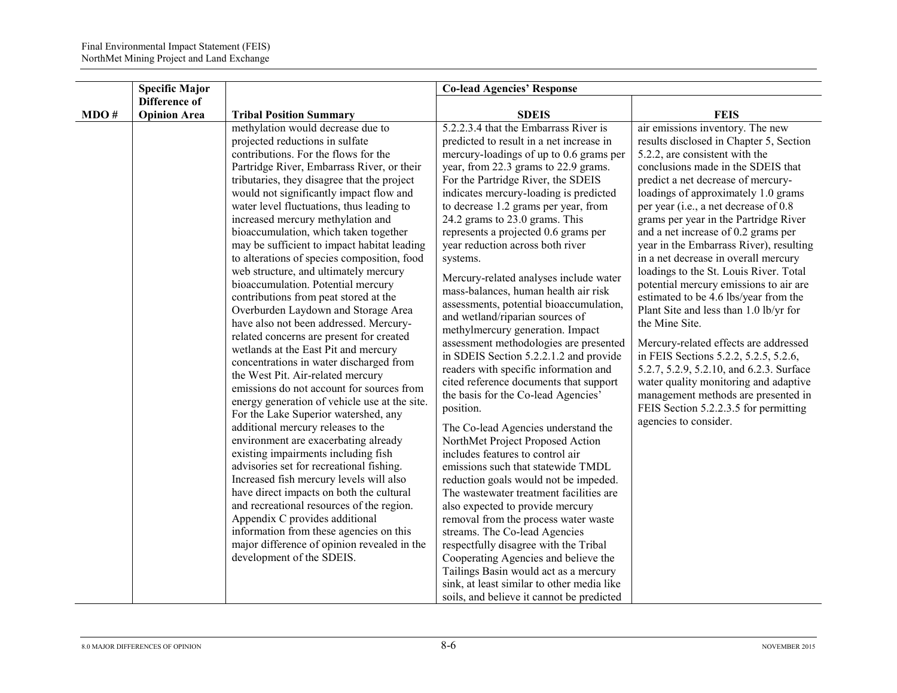| MDO # | Specific Major Difference of Opinion Area | Tribal Position Summary | Co-lead Agencies' Response | |
|---|---|---|---|---|
| | | | **SDEIS** | **FEIS** |
| | | methylation would decrease due to projected reductions in sulfate contributions. For the flows for the Partridge River, Embarrass River, or their tributaries, they disagree that the project would not significantly impact flow and water level fluctuations, thus leading to increased mercury methylation and bioaccumulation, which taken together may be sufficient to impact habitat leading to alterations of species composition, food web structure, and ultimately mercury bioaccumulation. Potential mercury contributions from peat stored at the Overburden Laydown and Storage Area have also not been addressed. Mercury-related concerns are present for created wetlands at the East Pit and mercury concentrations in water discharged from the West Pit. Air-related mercury emissions do not account for sources from energy generation of vehicle use at the site. For the Lake Superior watershed, any additional mercury releases to the environment are exacerbating already existing impairments including fish advisories set for recreational fishing. Increased fish mercury levels will also have direct impacts on both the cultural and recreational resources of the region. Appendix C provides additional information from these agencies on this major difference of opinion revealed in the development of the SDEIS. | 5.2.2.3.4 that the Embarrass River is predicted to result in a net increase in mercury-loadings of up to 0.6 grams per year, from 22.3 grams to 22.9 grams. For the Partridge River, the SDEIS indicates mercury-loading is predicted to decrease 1.2 grams per year, from 24.2 grams to 23.0 grams. This represents a projected 0.6 grams per year reduction across both river systems.<br><br>Mercury-related analyses include water mass-balances, human health air risk assessments, potential bioaccumulation, and wetland/riparian sources of methylmercury generation. Impact assessment methodologies are presented in SDEIS Section 5.2.2.1.2 and provide readers with specific information and cited reference documents that support the basis for the Co-lead Agencies' position.<br><br>The Co-lead Agencies understand the NorthMet Project Proposed Action includes features to control air emissions such that statewide TMDL reduction goals would not be impeded. The wastewater treatment facilities are also expected to provide mercury removal from the process water waste streams. The Co-lead Agencies respectfully disagree with the Tribal Cooperating Agencies and believe the Tailings Basin would act as a mercury sink, at least similar to other media like soils, and believe it cannot be predicted | air emissions inventory. The new results disclosed in Chapter 5, Section 5.2.2, are consistent with the conclusions made in the SDEIS that predict a net decrease of mercury-loadings of approximately 1.0 grams per year (i.e., a net decrease of 0.8 grams per year in the Partridge River and a net increase of 0.2 grams per year in the Embarrass River), resulting in a net decrease in overall mercury loadings to the St. Louis River. Total potential mercury emissions to air are estimated to be 4.6 lbs/year from the Plant Site and less than 1.0 lb/yr for the Mine Site.<br><br>Mercury-related effects are addressed in FEIS Sections 5.2.2, 5.2.5, 5.2.6, 5.2.7, 5.2.9, 5.2.10, and 6.2.3. Surface water quality monitoring and adaptive management methods are presented in FEIS Section 5.2.2.3.5 for permitting agencies to consider. |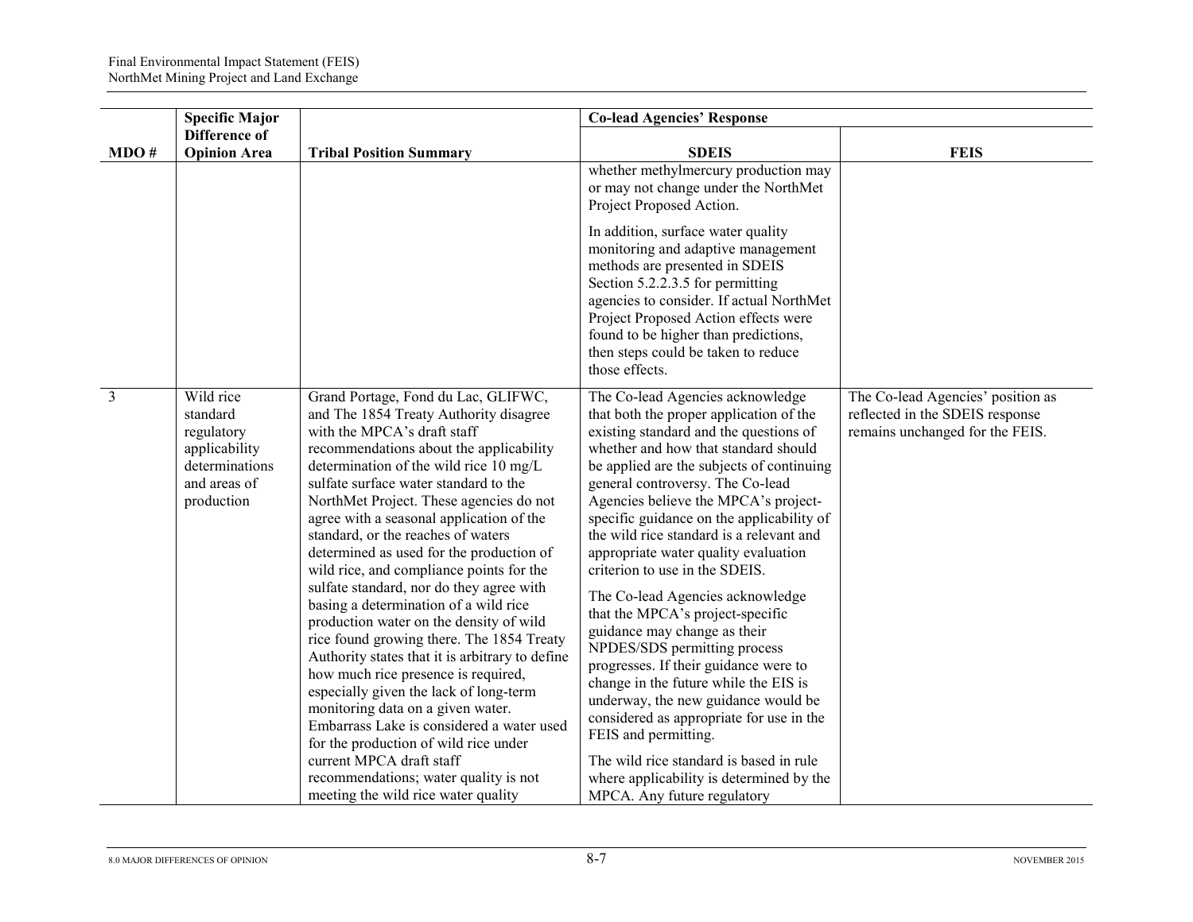| MDO # | Specific Major Difference of Opinion Area | Tribal Position Summary | Co-lead Agencies' Response | |
|---|---|---|---|---|
| | | | SDEIS | FEIS |
| | | | whether methylmercury production may or may not change under the NorthMet Project Proposed Action.<br><br>In addition, surface water quality monitoring and adaptive management methods are presented in SDEIS Section 5.2.2.3.5 for permitting agencies to consider. If actual NorthMet Project Proposed Action effects were found to be higher than predictions, then steps could be taken to reduce those effects. | |
| 3 | Wild rice standard regulatory applicability determinations and areas of production | Grand Portage, Fond du Lac, GLIFWC, and The 1854 Treaty Authority disagree with the MPCA's draft staff recommendations about the applicability determination of the wild rice 10 mg/L sulfate surface water standard to the NorthMet Project. These agencies do not agree with a seasonal application of the standard, or the reaches of waters determined as used for the production of wild rice, and compliance points for the sulfate standard, nor do they agree with basing a determination of a wild rice production water on the density of wild rice found growing there. The 1854 Treaty Authority states that it is arbitrary to define how much rice presence is required, especially given the lack of long-term monitoring data on a given water. Embarrass Lake is considered a water used for the production of wild rice under current MPCA draft staff recommendations; water quality is not meeting the wild rice water quality | The Co-lead Agencies acknowledge that both the proper application of the existing standard and the questions of whether and how that standard should be applied are the subjects of continuing general controversy. The Co-lead Agencies believe the MPCA's project-specific guidance on the applicability of the wild rice standard is a relevant and appropriate water quality evaluation criterion to use in the SDEIS.<br><br>The Co-lead Agencies acknowledge that the MPCA's project-specific guidance may change as their NPDES/SDS permitting process progresses. If their guidance were to change in the future while the EIS is underway, the new guidance would be considered as appropriate for use in the FEIS and permitting.<br><br>The wild rice standard is based in rule where applicability is determined by the MPCA. Any future regulatory | The Co-lead Agencies' position as reflected in the SDEIS response remains unchanged for the FEIS. |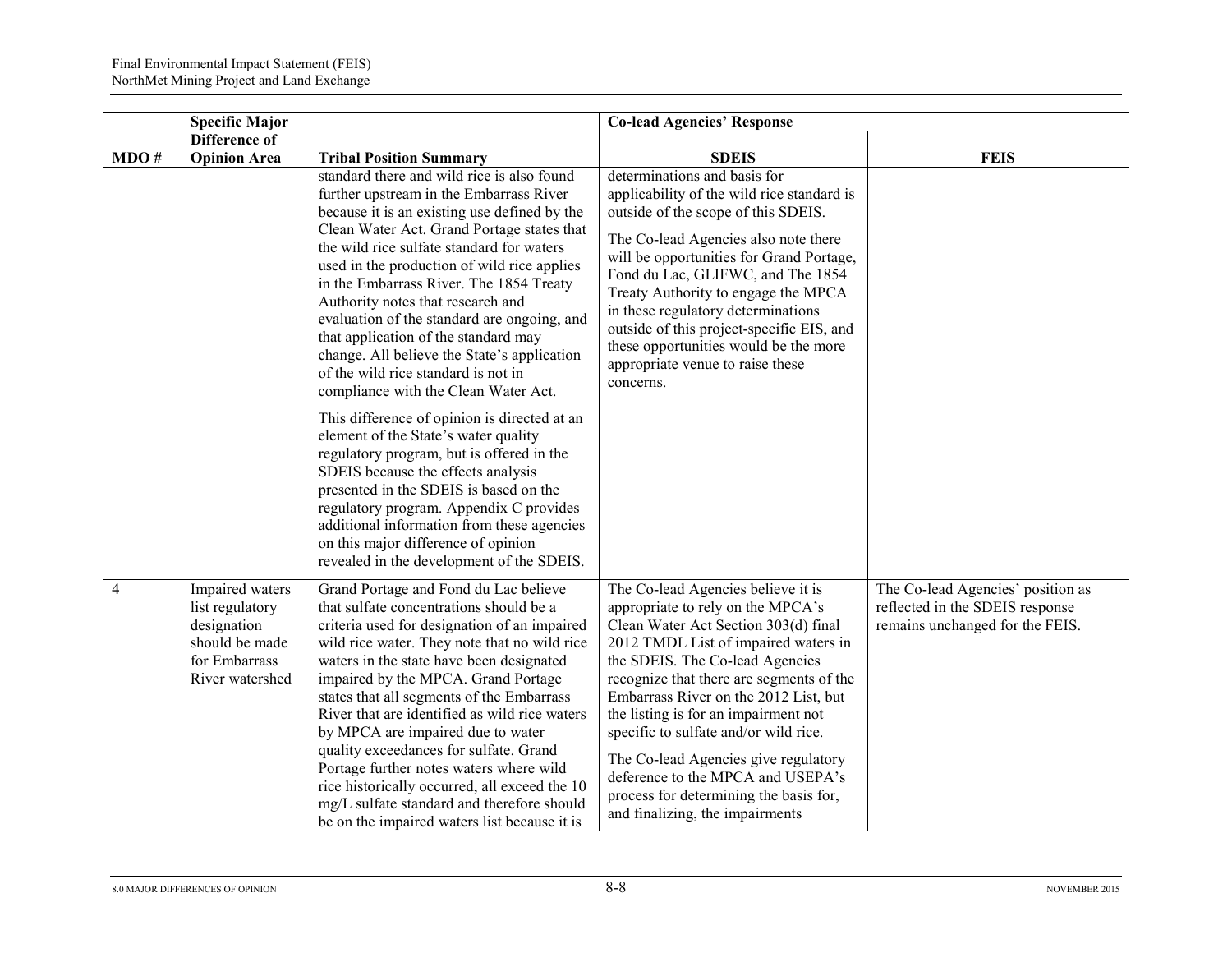| MDO # | Specific Major Difference of Opinion Area | Tribal Position Summary | Co-lead Agencies' Response | |
|---|---|---|---|---|
| | | | **SDEIS** | **FEIS** |
| | | standard there and wild rice is also found further upstream in the Embarrass River because it is an existing use defined by the Clean Water Act. Grand Portage states that the wild rice sulfate standard for waters used in the production of wild rice applies in the Embarrass River. The 1854 Treaty Authority notes that research and evaluation of the standard are ongoing, and that application of the standard may change. All believe the State's application of the wild rice standard is not in compliance with the Clean Water Act.<br><br>This difference of opinion is directed at an element of the State's water quality regulatory program, but is offered in the SDEIS because the effects analysis presented in the SDEIS is based on the regulatory program. Appendix C provides additional information from these agencies on this major difference of opinion revealed in the development of the SDEIS. | determinations and basis for applicability of the wild rice standard is outside of the scope of this SDEIS.<br><br>The Co-lead Agencies also note there will be opportunities for Grand Portage, Fond du Lac, GLIFWC, and The 1854 Treaty Authority to engage the MPCA in these regulatory determinations outside of this project-specific EIS, and these opportunities would be the more appropriate venue to raise these concerns. | |
| 4 | Impaired waters list regulatory designation should be made for Embarrass River watershed | Grand Portage and Fond du Lac believe that sulfate concentrations should be a criteria used for designation of an impaired wild rice water. They note that no wild rice waters in the state have been designated impaired by the MPCA. Grand Portage states that all segments of the Embarrass River that are identified as wild rice waters by MPCA are impaired due to water quality exceedances for sulfate. Grand Portage further notes waters where wild rice historically occurred, all exceed the 10 mg/L sulfate standard and therefore should be on the impaired waters list because it is | The Co-lead Agencies believe it is appropriate to rely on the MPCA's Clean Water Act Section 303(d) final 2012 TMDL List of impaired waters in the SDEIS. The Co-lead Agencies recognize that there are segments of the Embarrass River on the 2012 List, but the listing is for an impairment not specific to sulfate and/or wild rice.<br><br>The Co-lead Agencies give regulatory deference to the MPCA and USEPA's process for determining the basis for, and finalizing, the impairments | The Co-lead Agencies' position as reflected in the SDEIS response remains unchanged for the FEIS. |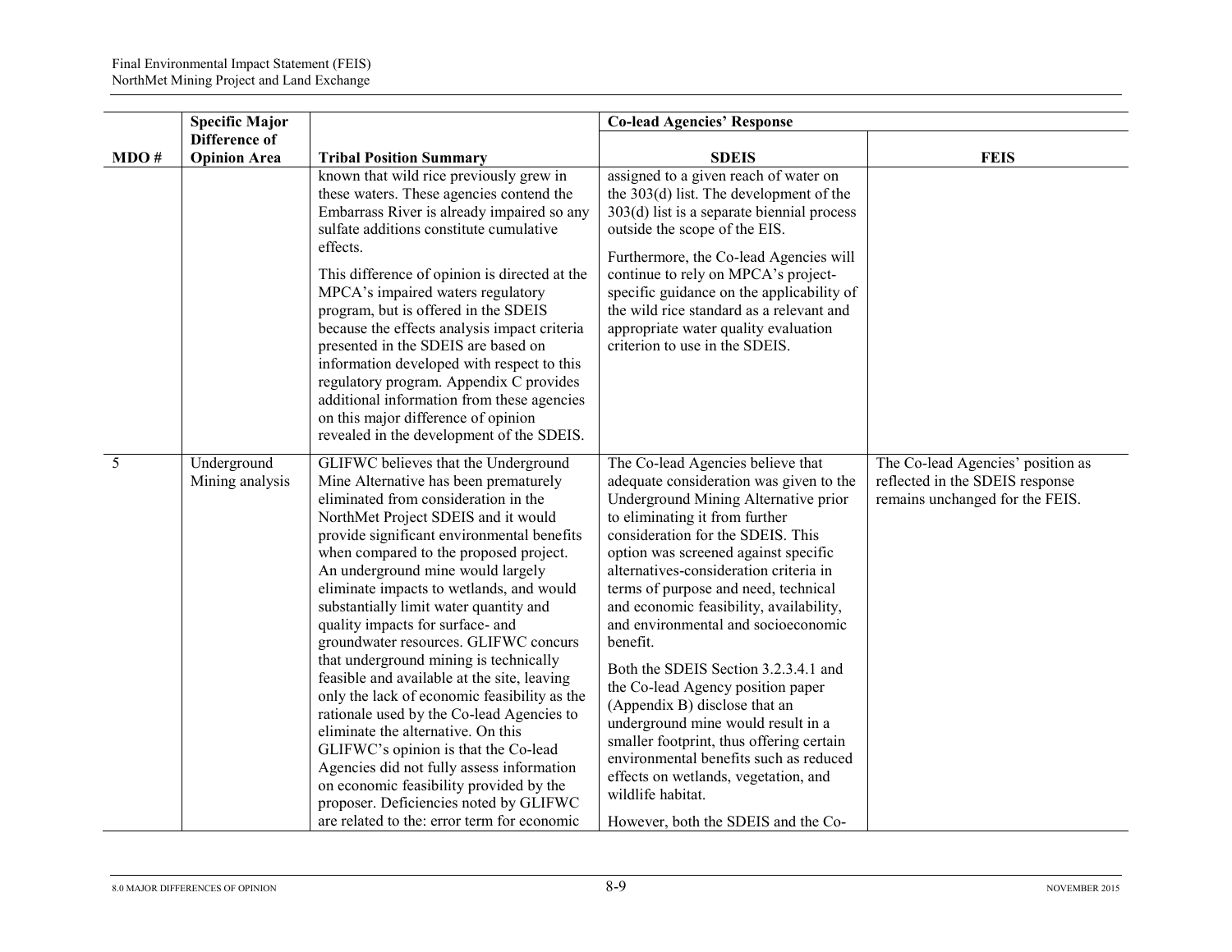| MDO # | Specific Major Difference of Opinion Area | Tribal Position Summary | Co-lead Agencies' Response | |
|---|---|---|---|---|
| | | | SDEIS | FEIS |
| | | known that wild rice previously grew in these waters. These agencies contend the Embarrass River is already impaired so any sulfate additions constitute cumulative effects.<br><br>This difference of opinion is directed at the MPCA's impaired waters regulatory program, but is offered in the SDEIS because the effects analysis impact criteria presented in the SDEIS are based on information developed with respect to this regulatory program. Appendix C provides additional information from these agencies on this major difference of opinion revealed in the development of the SDEIS. | assigned to a given reach of water on the 303(d) list. The development of the 303(d) list is a separate biennial process outside the scope of the EIS.<br><br>Furthermore, the Co-lead Agencies will continue to rely on MPCA's project-specific guidance on the applicability of the wild rice standard as a relevant and appropriate water quality evaluation criterion to use in the SDEIS. | |
| 5 | Underground Mining analysis | GLIFWC believes that the Underground Mine Alternative has been prematurely eliminated from consideration in the NorthMet Project SDEIS and it would provide significant environmental benefits when compared to the proposed project. An underground mine would largely eliminate impacts to wetlands, and would substantially limit water quantity and quality impacts for surface- and groundwater resources. GLIFWC concurs that underground mining is technically feasible and available at the site, leaving only the lack of economic feasibility as the rationale used by the Co-lead Agencies to eliminate the alternative. On this GLIFWC's opinion is that the Co-lead Agencies did not fully assess information on economic feasibility provided by the proposer. Deficiencies noted by GLIFWC are related to the: error term for economic | The Co-lead Agencies believe that adequate consideration was given to the Underground Mining Alternative prior to eliminating it from further consideration for the SDEIS. This option was screened against specific alternatives-consideration criteria in terms of purpose and need, technical and economic feasibility, availability, and environmental and socioeconomic benefit.<br><br>Both the SDEIS Section 3.2.3.4.1 and the Co-lead Agency position paper (Appendix B) disclose that an underground mine would result in a smaller footprint, thus offering certain environmental benefits such as reduced effects on wetlands, vegetation, and wildlife habitat.<br><br>However, both the SDEIS and the Co- | The Co-lead Agencies' position as reflected in the SDEIS response remains unchanged for the FEIS. |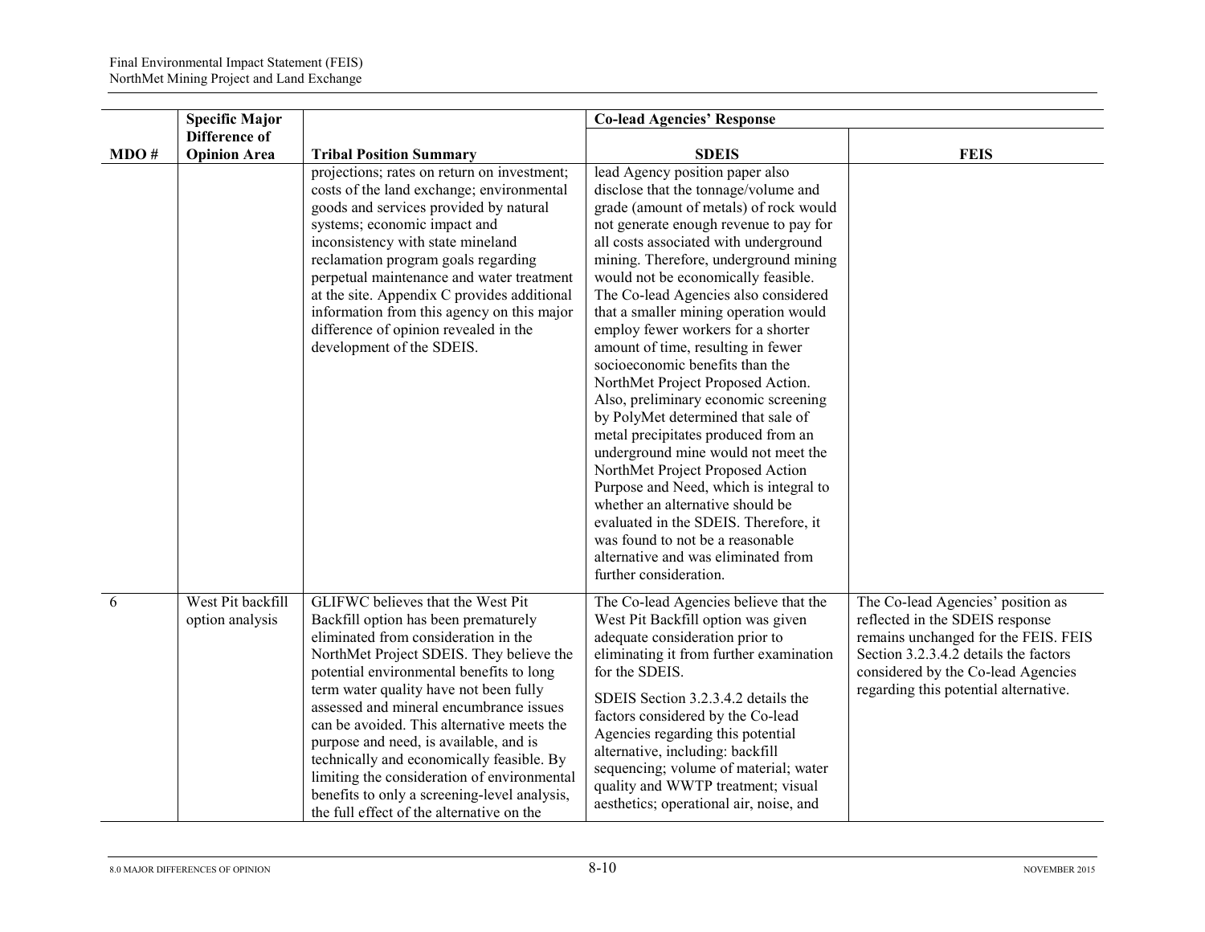| MDO # | Specific Major Difference of Opinion Area | Tribal Position Summary | Co-lead Agencies' Response | |
|---|---|---|---|---|
| | | | SDEIS | FEIS |
| | | projections; rates on return on investment; costs of the land exchange; environmental goods and services provided by natural systems; economic impact and inconsistency with state mineland reclamation program goals regarding perpetual maintenance and water treatment at the site. Appendix C provides additional information from this agency on this major difference of opinion revealed in the development of the SDEIS. | lead Agency position paper also disclose that the tonnage/volume and grade (amount of metals) of rock would not generate enough revenue to pay for all costs associated with underground mining. Therefore, underground mining would not be economically feasible. The Co-lead Agencies also considered that a smaller mining operation would employ fewer workers for a shorter amount of time, resulting in fewer socioeconomic benefits than the NorthMet Project Proposed Action. Also, preliminary economic screening by PolyMet determined that sale of metal precipitates produced from an underground mine would not meet the NorthMet Project Proposed Action Purpose and Need, which is integral to whether an alternative should be evaluated in the SDEIS. Therefore, it was found to not be a reasonable alternative and was eliminated from further consideration. | |
| 6 | West Pit backfill option analysis | GLIFWC believes that the West Pit Backfill option has been prematurely eliminated from consideration in the NorthMet Project SDEIS. They believe the potential environmental benefits to long term water quality have not been fully assessed and mineral encumbrance issues can be avoided. This alternative meets the purpose and need, is available, and is technically and economically feasible. By limiting the consideration of environmental benefits to only a screening-level analysis, the full effect of the alternative on the | The Co-lead Agencies believe that the West Pit Backfill option was given adequate consideration prior to eliminating it from further examination for the SDEIS.<br><br>SDEIS Section 3.2.3.4.2 details the factors considered by the Co-lead Agencies regarding this potential alternative, including: backfill sequencing; volume of material; water quality and WWTP treatment; visual aesthetics; operational air, noise, and | The Co-lead Agencies' position as reflected in the SDEIS response remains unchanged for the FEIS. FEIS Section 3.2.3.4.2 details the factors considered by the Co-lead Agencies regarding this potential alternative. |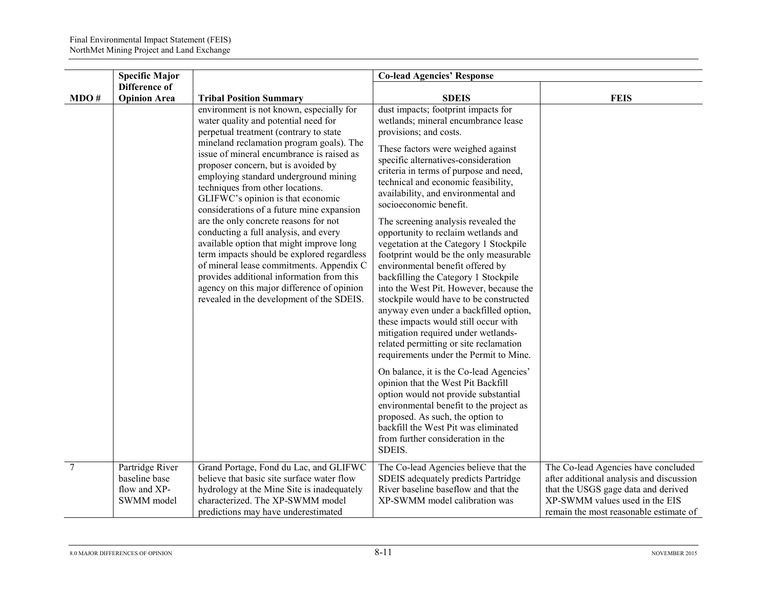| MDO # | Specific Major Difference of Opinion Area | Tribal Position Summary | Co-lead Agencies' Response | |
|---|---|---|---|---|
| | | | SDEIS | FEIS |
| | | environment is not known, especially for water quality and potential need for perpetual treatment (contrary to state mineland reclamation program goals). The issue of mineral encumbrance is raised as proposer concern, but is avoided by employing standard underground mining techniques from other locations. GLIFWC's opinion is that economic considerations of a future mine expansion are the only concrete reasons for not conducting a full analysis, and every available option that might improve long term impacts should be explored regardless of mineral lease commitments. Appendix C provides additional information from this agency on this major difference of opinion revealed in the development of the SDEIS. | dust impacts; footprint impacts for wetlands; mineral encumbrance lease provisions; and costs. These factors were weighed against specific alternatives-consideration criteria in terms of purpose and need, technical and economic feasibility, availability, and environmental and socioeconomic benefit. The screening analysis revealed the opportunity to reclaim wetlands and vegetation at the Category 1 Stockpile footprint would be the only measurable environmental benefit offered by backfilling the Category 1 Stockpile into the West Pit. However, because the stockpile would have to be constructed anyway even under a backfilled option, these impacts would still occur with mitigation required under wetlands-related permitting or site reclamation requirements under the Permit to Mine. On balance, it is the Co-lead Agencies' opinion that the West Pit Backfill option would not provide substantial environmental benefit to the project as proposed. As such, the option to backfill the West Pit was eliminated from further consideration in the SDEIS. | |
| 7 | Partridge River baseline base flow and XP-SWMM model | Grand Portage, Fond du Lac, and GLIFWC believe that basic site surface water flow hydrology at the Mine Site is inadequately characterized. The XP-SWMM model predictions may have underestimated | The Co-lead Agencies believe that the SDEIS adequately predicts Partridge River baseline baseflow and that the XP-SWMM model calibration was | The Co-lead Agencies have concluded after additional analysis and discussion that the USGS gage data and derived XP-SWMM values used in the EIS remain the most reasonable estimate of |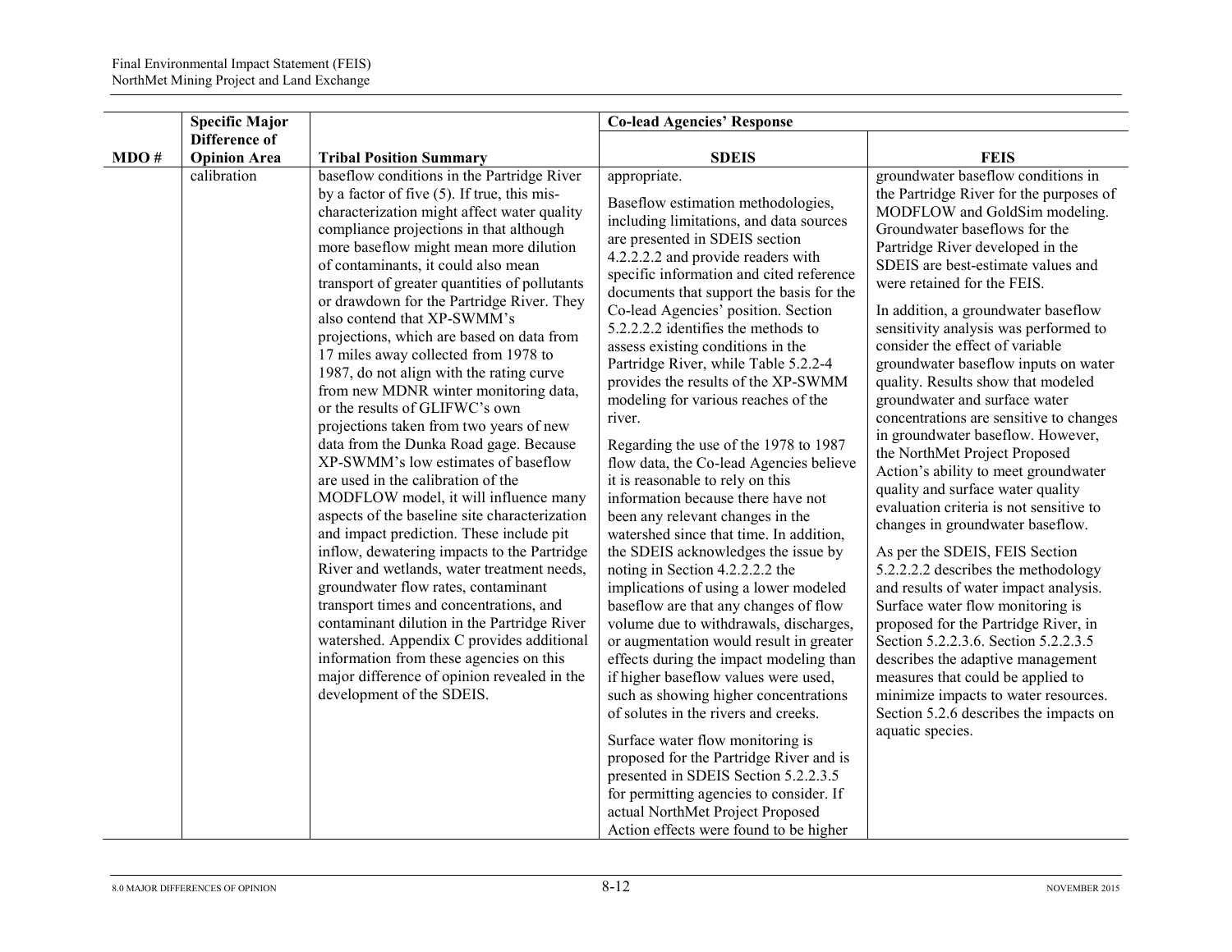| MDO # | Specific Major Difference of Opinion Area | Tribal Position Summary | Co-lead Agencies' Response | |
|---|---|---|---|---|
| | | | **SDEIS** | **FEIS** |
| | calibration | baseflow conditions in the Partridge River by a factor of five (5). If true, this mis-characterization might affect water quality compliance projections in that although more baseflow might mean more dilution of contaminants, it could also mean transport of greater quantities of pollutants or drawdown for the Partridge River. They also contend that XP-SWMM's projections, which are based on data from 17 miles away collected from 1978 to 1987, do not align with the rating curve from new MDNR winter monitoring data, or the results of GLIFWC's own projections taken from two years of new data from the Dunka Road gage. Because XP-SWMM's low estimates of baseflow are used in the calibration of the MODFLOW model, it will influence many aspects of the baseline site characterization and impact prediction. These include pit inflow, dewatering impacts to the Partridge River and wetlands, water treatment needs, groundwater flow rates, contaminant transport times and concentrations, and contaminant dilution in the Partridge River watershed. Appendix C provides additional information from these agencies on this major difference of opinion revealed in the development of the SDEIS. | appropriate.<br><br>Baseflow estimation methodologies, including limitations, and data sources are presented in SDEIS section 4.2.2.2.2 and provide readers with specific information and cited reference documents that support the basis for the Co-lead Agencies' position. Section 5.2.2.2.2 identifies the methods to assess existing conditions in the Partridge River, while Table 5.2.2-4 provides the results of the XP-SWMM modeling for various reaches of the river.<br><br>Regarding the use of the 1978 to 1987 flow data, the Co-lead Agencies believe it is reasonable to rely on this information because there have not been any relevant changes in the watershed since that time. In addition, the SDEIS acknowledges the issue by noting in Section 4.2.2.2.2 the implications of using a lower modeled baseflow are that any changes of flow volume due to withdrawals, discharges, or augmentation would result in greater effects during the impact modeling than if higher baseflow values were used, such as showing higher concentrations of solutes in the rivers and creeks.<br><br>Surface water flow monitoring is proposed for the Partridge River and is presented in SDEIS Section 5.2.2.3.5 for permitting agencies to consider. If actual NorthMet Project Proposed Action effects were found to be higher | groundwater baseflow conditions in the Partridge River for the purposes of MODFLOW and GoldSim modeling. Groundwater baseflows for the Partridge River developed in the SDEIS are best-estimate values and were retained for the FEIS.<br><br>In addition, a groundwater baseflow sensitivity analysis was performed to consider the effect of variable groundwater baseflow inputs on water quality. Results show that modeled groundwater and surface water concentrations are sensitive to changes in groundwater baseflow. However, the NorthMet Project Proposed Action's ability to meet groundwater quality and surface water quality evaluation criteria is not sensitive to changes in groundwater baseflow.<br><br>As per the SDEIS, FEIS Section 5.2.2.2.2 describes the methodology and results of water impact analysis. Surface water flow monitoring is proposed for the Partridge River, in Section 5.2.2.3.6. Section 5.2.2.3.5 describes the adaptive management measures that could be applied to minimize impacts to water resources. Section 5.2.6 describes the impacts on aquatic species. |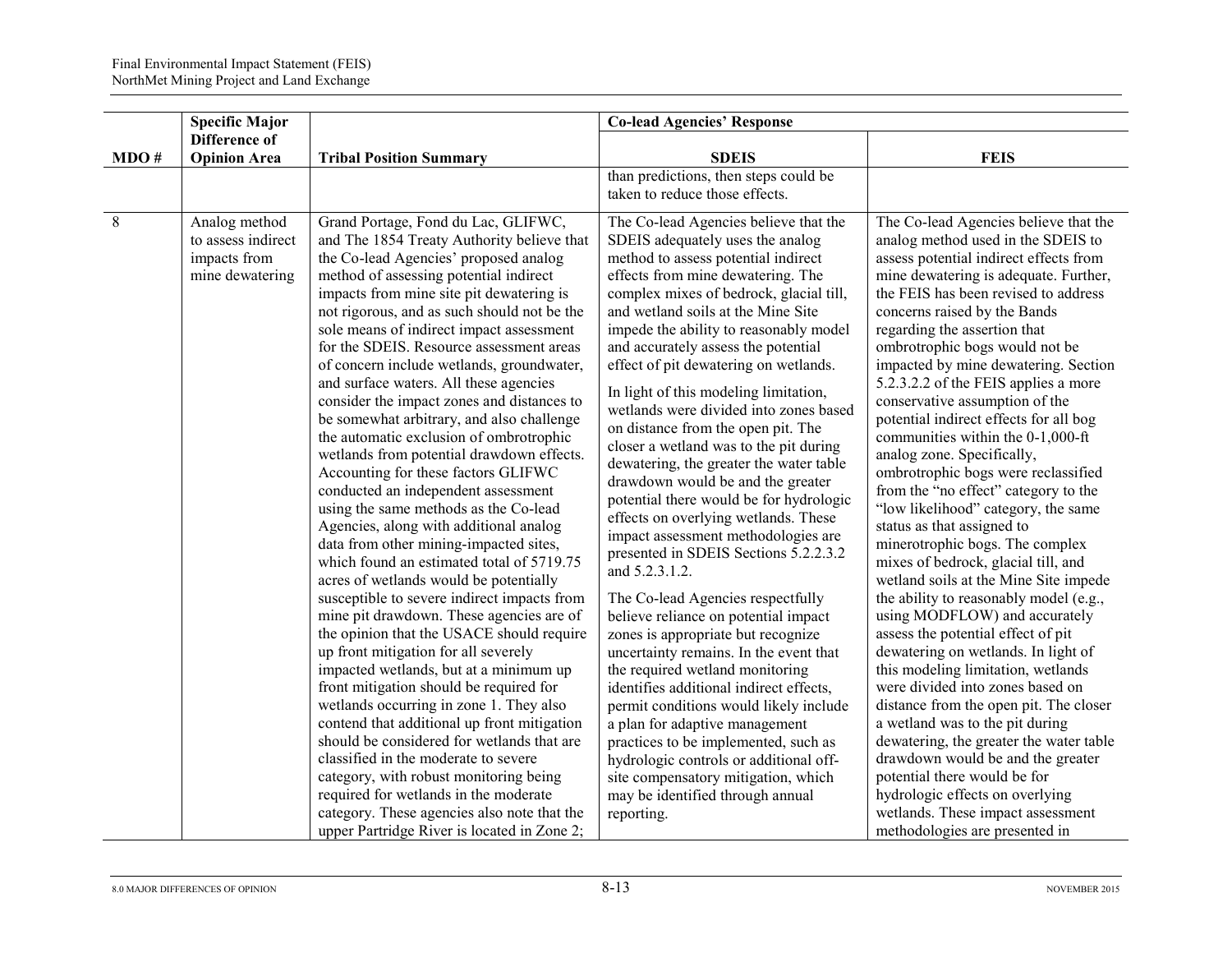| MDO # | Specific Major Difference of Opinion Area | Tribal Position Summary | Co-lead Agencies' Response | |
|---|---|---|---|---|
| | | | SDEIS | FEIS |
| | | | than predictions, then steps could be taken to reduce those effects. | |
| 8 | Analog method to assess indirect impacts from mine dewatering | Grand Portage, Fond du Lac, GLIFWC, and The 1854 Treaty Authority believe that the Co-lead Agencies' proposed analog method of assessing potential indirect impacts from mine site pit dewatering is not rigorous, and as such should not be the sole means of indirect impact assessment for the SDEIS. Resource assessment areas of concern include wetlands, groundwater, and surface waters. All these agencies consider the impact zones and distances to be somewhat arbitrary, and also challenge the automatic exclusion of ombrotrophic wetlands from potential drawdown effects. Accounting for these factors GLIFWC conducted an independent assessment using the same methods as the Co-lead Agencies, along with additional analog data from other mining-impacted sites, which found an estimated total of 5719.75 acres of wetlands would be potentially susceptible to severe indirect impacts from mine pit drawdown. These agencies are of the opinion that the USACE should require up front mitigation for all severely impacted wetlands, but at a minimum up front mitigation should be required for wetlands occurring in zone 1. They also contend that additional up front mitigation should be considered for wetlands that are classified in the moderate to severe category, with robust monitoring being required for wetlands in the moderate category. These agencies also note that the upper Partridge River is located in Zone 2; | The Co-lead Agencies believe that the SDEIS adequately uses the analog method to assess potential indirect effects from mine dewatering. The complex mixes of bedrock, glacial till, and wetland soils at the Mine Site impede the ability to reasonably model and accurately assess the potential effect of pit dewatering on wetlands.<br><br>In light of this modeling limitation, wetlands were divided into zones based on distance from the open pit. The closer a wetland was to the pit during dewatering, the greater the water table drawdown would be and the greater potential there would be for hydrologic effects on overlying wetlands. These impact assessment methodologies are presented in SDEIS Sections 5.2.2.3.2 and 5.2.3.1.2.<br><br>The Co-lead Agencies respectfully believe reliance on potential impact zones is appropriate but recognize uncertainty remains. In the event that the required wetland monitoring identifies additional indirect effects, permit conditions would likely include a plan for adaptive management practices to be implemented, such as hydrologic controls or additional off-site compensatory mitigation, which may be identified through annual reporting. | The Co-lead Agencies believe that the analog method used in the SDEIS to assess potential indirect effects from mine dewatering is adequate. Further, the FEIS has been revised to address concerns raised by the Bands regarding the assertion that ombrotrophic bogs would not be impacted by mine dewatering. Section 5.2.3.2.2 of the FEIS applies a more conservative assumption of the potential indirect effects for all bog communities within the 0-1,000-ft analog zone. Specifically, ombrotrophic bogs were reclassified from the "no effect" category to the "low likelihood" category, the same status as that assigned to minerotrophic bogs. The complex mixes of bedrock, glacial till, and wetland soils at the Mine Site impede the ability to reasonably model (e.g., using MODFLOW) and accurately assess the potential effect of pit dewatering on wetlands. In light of this modeling limitation, wetlands were divided into zones based on distance from the open pit. The closer a wetland was to the pit during dewatering, the greater the water table drawdown would be and the greater potential there would be for hydrologic effects on overlying wetlands. These impact assessment methodologies are presented in |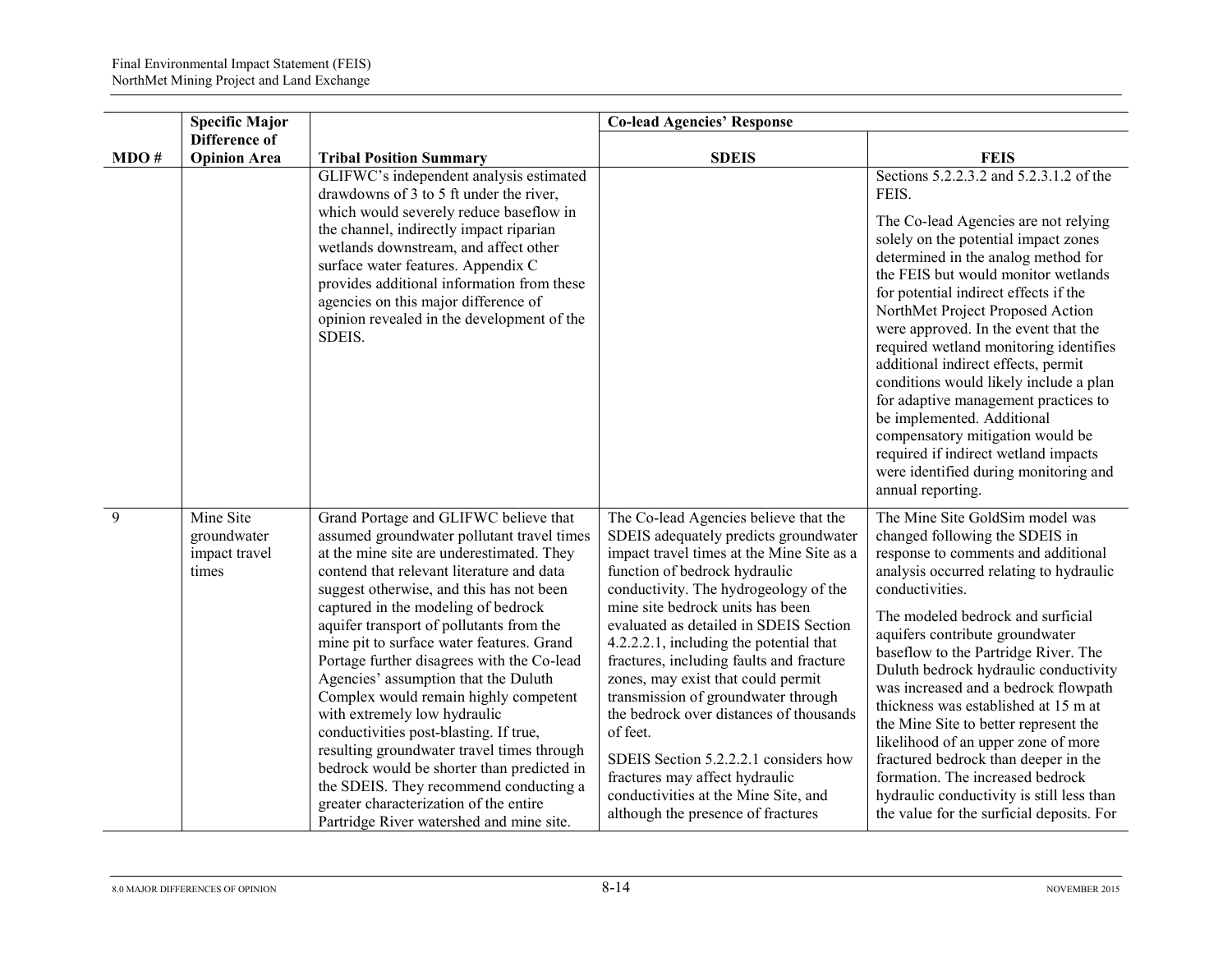| MDO # | Specific Major Difference of Opinion Area | Tribal Position Summary | Co-lead Agencies' Response | |
|---|---|---|---|---|
| | | | SDEIS | FEIS |
| | | GLIFWC's independent analysis estimated drawdowns of 3 to 5 ft under the river, which would severely reduce baseflow in the channel, indirectly impact riparian wetlands downstream, and affect other surface water features. Appendix C provides additional information from these agencies on this major difference of opinion revealed in the development of the SDEIS. | | Sections 5.2.2.3.2 and 5.2.3.1.2 of the FEIS.<br><br>The Co-lead Agencies are not relying solely on the potential impact zones determined in the analog method for the FEIS but would monitor wetlands for potential indirect effects if the NorthMet Project Proposed Action were approved. In the event that the required wetland monitoring identifies additional indirect effects, permit conditions would likely include a plan for adaptive management practices to be implemented. Additional compensatory mitigation would be required if indirect wetland impacts were identified during monitoring and annual reporting. |
| 9 | Mine Site groundwater impact travel times | Grand Portage and GLIFWC believe that assumed groundwater pollutant travel times at the mine site are underestimated. They contend that relevant literature and data suggest otherwise, and this has not been captured in the modeling of bedrock aquifer transport of pollutants from the mine pit to surface water features. Grand Portage further disagrees with the Co-lead Agencies' assumption that the Duluth Complex would remain highly competent with extremely low hydraulic conductivities post-blasting. If true, resulting groundwater travel times through bedrock would be shorter than predicted in the SDEIS. They recommend conducting a greater characterization of the entire Partridge River watershed and mine site. | The Co-lead Agencies believe that the SDEIS adequately predicts groundwater impact travel times at the Mine Site as a function of bedrock hydraulic conductivity. The hydrogeology of the mine site bedrock units has been evaluated as detailed in SDEIS Section 4.2.2.2.1, including the potential that fractures, including faults and fracture zones, may exist that could permit transmission of groundwater through the bedrock over distances of thousands of feet.<br><br>SDEIS Section 5.2.2.2.1 considers how fractures may affect hydraulic conductivities at the Mine Site, and although the presence of fractures | The Mine Site GoldSim model was changed following the SDEIS in response to comments and additional analysis occurred relating to hydraulic conductivities.<br><br>The modeled bedrock and surficial aquifers contribute groundwater baseflow to the Partridge River. The Duluth bedrock hydraulic conductivity was increased and a bedrock flowpath thickness was established at 15 m at the Mine Site to better represent the likelihood of an upper zone of more fractured bedrock than deeper in the formation. The increased bedrock hydraulic conductivity is still less than the value for the surficial deposits. For |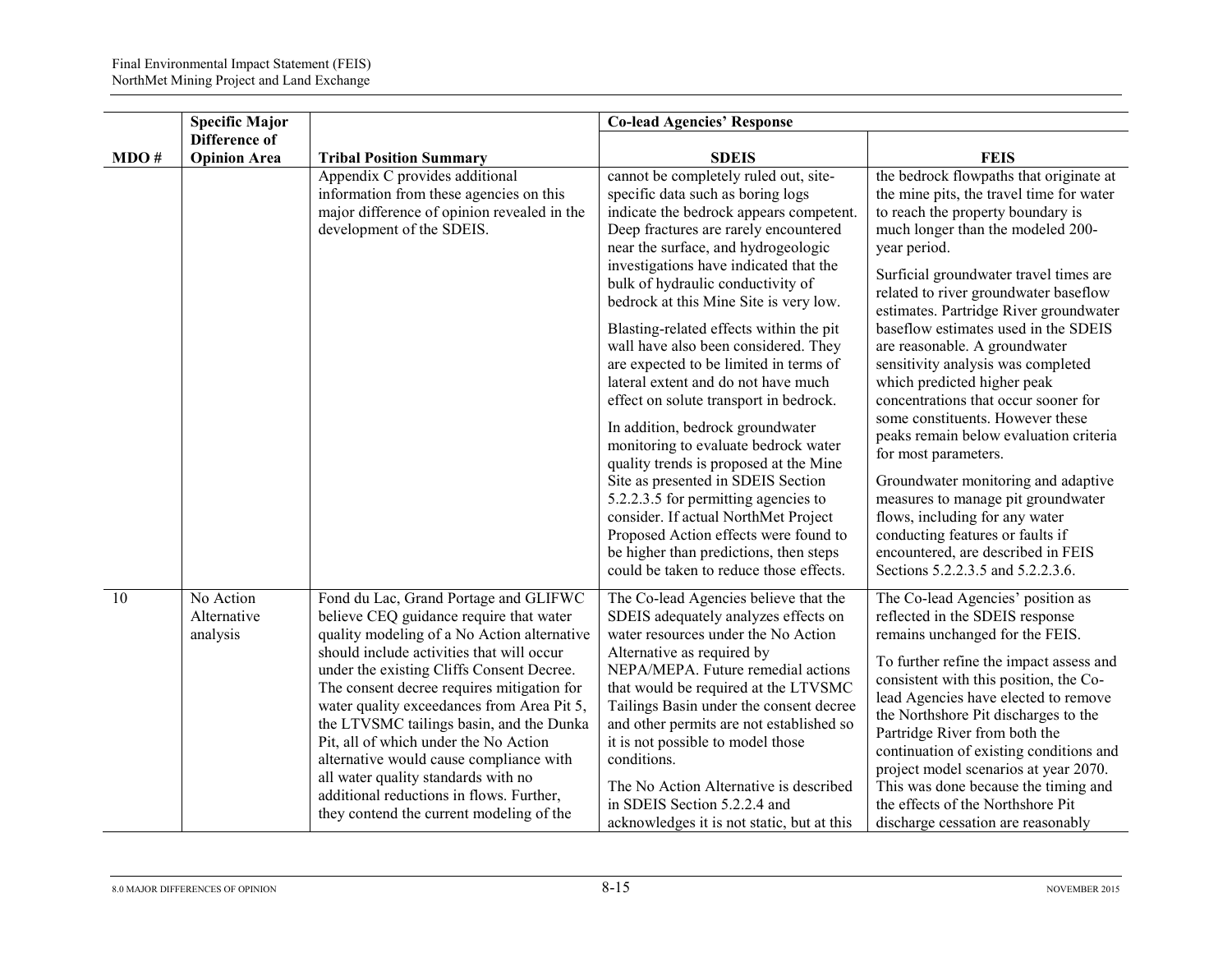| MDO # | Specific Major Difference of Opinion Area | Tribal Position Summary | Co-lead Agencies' Response | |
|---|---|---|---|---|
| | | | **SDEIS** | **FEIS** |
| | | Appendix C provides additional information from these agencies on this major difference of opinion revealed in the development of the SDEIS. | cannot be completely ruled out, site-specific data such as boring logs indicate the bedrock appears competent. Deep fractures are rarely encountered near the surface, and hydrogeologic investigations have indicated that the bulk of hydraulic conductivity of bedrock at this Mine Site is very low.<br><br>Blasting-related effects within the pit wall have also been considered. They are expected to be limited in terms of lateral extent and do not have much effect on solute transport in bedrock.<br><br>In addition, bedrock groundwater monitoring to evaluate bedrock water quality trends is proposed at the Mine Site as presented in SDEIS Section 5.2.2.3.5 for permitting agencies to consider. If actual NorthMet Project Proposed Action effects were found to be higher than predictions, then steps could be taken to reduce those effects. | the bedrock flowpaths that originate at the mine pits, the travel time for water to reach the property boundary is much longer than the modeled 200-year period.<br><br>Surficial groundwater travel times are related to river groundwater baseflow estimates. Partridge River groundwater baseflow estimates used in the SDEIS are reasonable. A groundwater sensitivity analysis was completed which predicted higher peak concentrations that occur sooner for some constituents. However these peaks remain below evaluation criteria for most parameters.<br><br>Groundwater monitoring and adaptive measures to manage pit groundwater flows, including for any water conducting features or faults if encountered, are described in FEIS Sections 5.2.2.3.5 and 5.2.2.3.6. |
| 10 | No Action Alternative analysis | Fond du Lac, Grand Portage and GLIFWC believe CEQ guidance require that water quality modeling of a No Action alternative should include activities that will occur under the existing Cliffs Consent Decree. The consent decree requires mitigation for water quality exceedances from Area Pit 5, the LTVSMC tailings basin, and the Dunka Pit, all of which under the No Action alternative would cause compliance with all water quality standards with no additional reductions in flows. Further, they contend the current modeling of the | The Co-lead Agencies believe that the SDEIS adequately analyzes effects on water resources under the No Action Alternative as required by NEPA/MEPA. Future remedial actions that would be required at the LTVSMC Tailings Basin under the consent decree and other permits are not established so it is not possible to model those conditions.<br><br>The No Action Alternative is described in SDEIS Section 5.2.2.4 and acknowledges it is not static, but at this | The Co-lead Agencies' position as reflected in the SDEIS response remains unchanged for the FEIS.<br><br>To further refine the impact assess and consistent with this position, the Co-lead Agencies have elected to remove the Northshore Pit discharges to the Partridge River from both the continuation of existing conditions and project model scenarios at year 2070. This was done because the timing and the effects of the Northshore Pit discharge cessation are reasonably |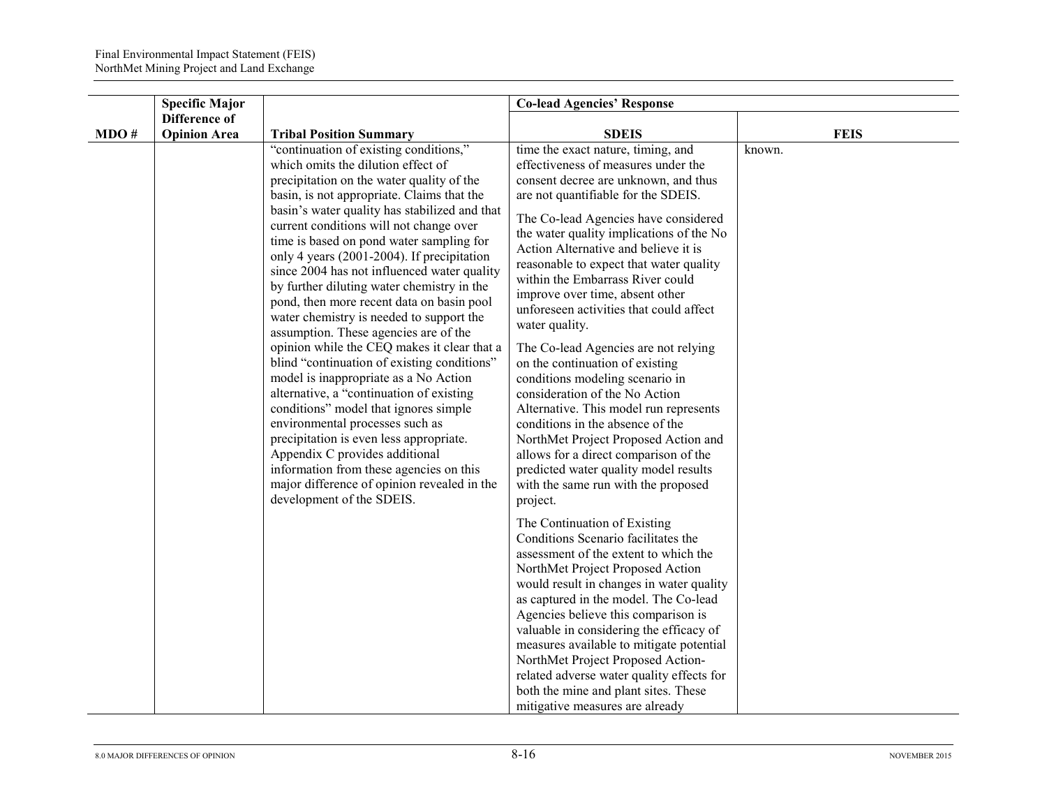| MDO # | Specific Major Difference of Opinion Area | Tribal Position Summary | Co-lead Agencies' Response | |
|---|---|---|---|---|
| | | | SDEIS | FEIS |
| | | "continuation of existing conditions," which omits the dilution effect of precipitation on the water quality of the basin, is not appropriate. Claims that the basin's water quality has stabilized and that current conditions will not change over time is based on pond water sampling for only 4 years (2001-2004). If precipitation since 2004 has not influenced water quality by further diluting water chemistry in the pond, then more recent data on basin pool water chemistry is needed to support the assumption. These agencies are of the opinion while the CEQ makes it clear that a blind "continuation of existing conditions" model is inappropriate as a No Action alternative, a "continuation of existing conditions" model that ignores simple environmental processes such as precipitation is even less appropriate. Appendix C provides additional information from these agencies on this major difference of opinion revealed in the development of the SDEIS. | time the exact nature, timing, and effectiveness of measures under the consent decree are unknown, and thus are not quantifiable for the SDEIS.<br><br>The Co-lead Agencies have considered the water quality implications of the No Action Alternative and believe it is reasonable to expect that water quality within the Embarrass River could improve over time, absent other unforeseen activities that could affect water quality.<br><br>The Co-lead Agencies are not relying on the continuation of existing conditions modeling scenario in consideration of the No Action Alternative. This model run represents conditions in the absence of the NorthMet Project Proposed Action and allows for a direct comparison of the predicted water quality model results with the same run with the proposed project.<br><br>The Continuation of Existing Conditions Scenario facilitates the assessment of the extent to which the NorthMet Project Proposed Action would result in changes in water quality as captured in the model. The Co-lead Agencies believe this comparison is valuable in considering the efficacy of measures available to mitigate potential NorthMet Project Proposed Action-related adverse water quality effects for both the mine and plant sites. These mitigative measures are already | known. |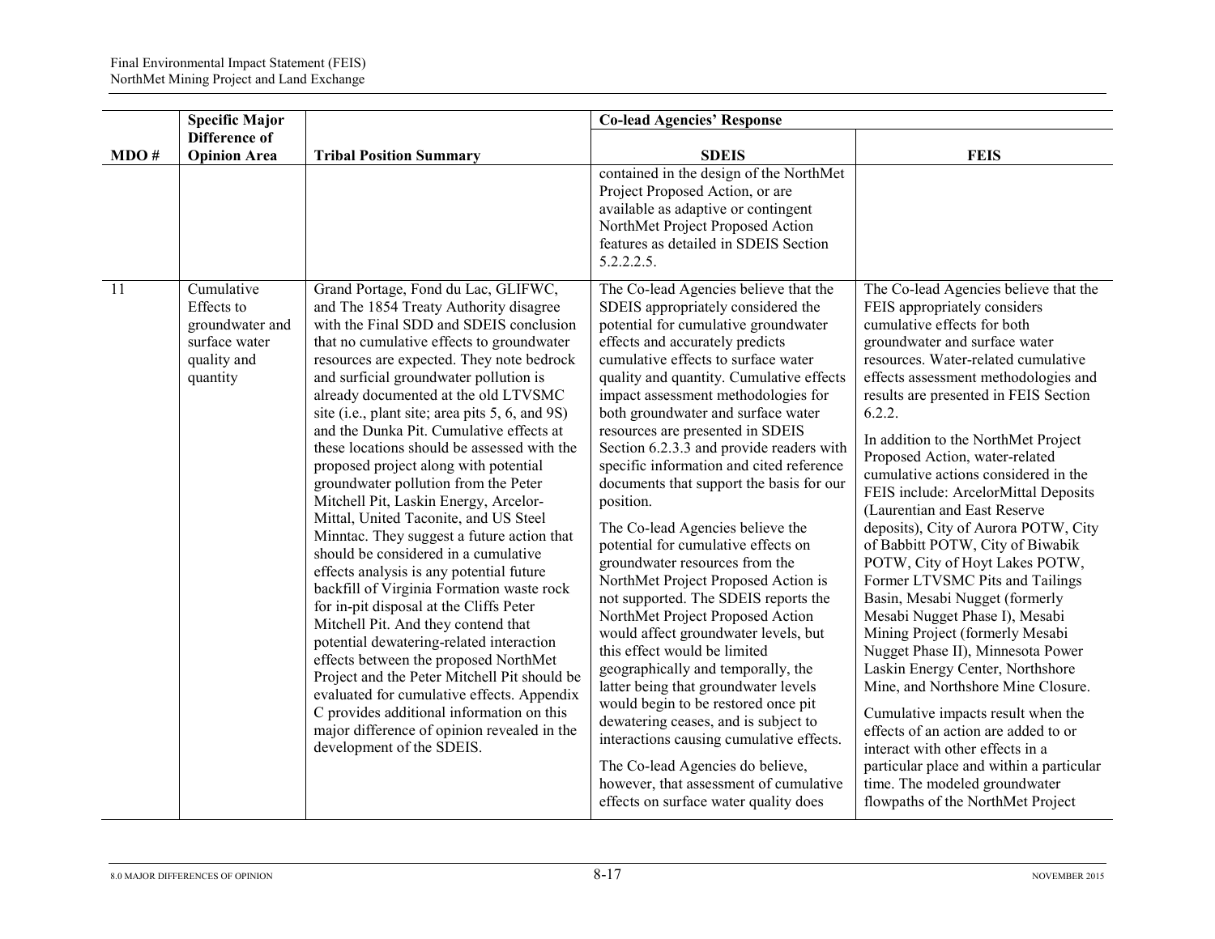| MDO # | Specific Major Difference of Opinion Area | Tribal Position Summary | Co-lead Agencies' Response | |
|---|---|---|---|---|
| | | | **SDEIS** | **FEIS** |
| | | | contained in the design of the NorthMet Project Proposed Action, or are available as adaptive or contingent NorthMet Project Proposed Action features as detailed in SDEIS Section 5.2.2.2.5. | |
| 11 | Cumulative Effects to groundwater and surface water quality and quantity | Grand Portage, Fond du Lac, GLIFWC, and The 1854 Treaty Authority disagree with the Final SDD and SDEIS conclusion that no cumulative effects to groundwater resources are expected. They note bedrock and surficial groundwater pollution is already documented at the old LTVSMC site (i.e., plant site; area pits 5, 6, and 9S) and the Dunka Pit. Cumulative effects at these locations should be assessed with the proposed project along with potential groundwater pollution from the Peter Mitchell Pit, Laskin Energy, Arcelor-Mittal, United Taconite, and US Steel Minntac. They suggest a future action that should be considered in a cumulative effects analysis is any potential future backfill of Virginia Formation waste rock for in-pit disposal at the Cliffs Peter Mitchell Pit. And they contend that potential dewatering-related interaction effects between the proposed NorthMet Project and the Peter Mitchell Pit should be evaluated for cumulative effects. Appendix C provides additional information on this major difference of opinion revealed in the development of the SDEIS. | The Co-lead Agencies believe that the SDEIS appropriately considered the potential for cumulative groundwater effects and accurately predicts cumulative effects to surface water quality and quantity. Cumulative effects impact assessment methodologies for both groundwater and surface water resources are presented in SDEIS Section 6.2.3.3 and provide readers with specific information and cited reference documents that support the basis for our position.<br><br>The Co-lead Agencies believe the potential for cumulative effects on groundwater resources from the NorthMet Project Proposed Action is not supported. The SDEIS reports the NorthMet Project Proposed Action would affect groundwater levels, but this effect would be limited geographically and temporally, the latter being that groundwater levels would begin to be restored once pit dewatering ceases, and is subject to interactions causing cumulative effects.<br><br>The Co-lead Agencies do believe, however, that assessment of cumulative effects on surface water quality does | The Co-lead Agencies believe that the FEIS appropriately considers cumulative effects for both groundwater and surface water resources. Water-related cumulative effects assessment methodologies and results are presented in FEIS Section 6.2.2.<br><br>In addition to the NorthMet Project Proposed Action, water-related cumulative actions considered in the FEIS include: ArcelorMittal Deposits (Laurentian and East Reserve deposits), City of Aurora POTW, City of Babbitt POTW, City of Biwabik POTW, City of Hoyt Lakes POTW, Former LTVSMC Pits and Tailings Basin, Mesabi Nugget (formerly Mesabi Nugget Phase I), Mesabi Mining Project (formerly Mesabi Nugget Phase II), Minnesota Power Laskin Energy Center, Northshore Mine, and Northshore Mine Closure.<br><br>Cumulative impacts result when the effects of an action are added to or interact with other effects in a particular place and within a particular time. The modeled groundwater flowpaths of the NorthMet Project |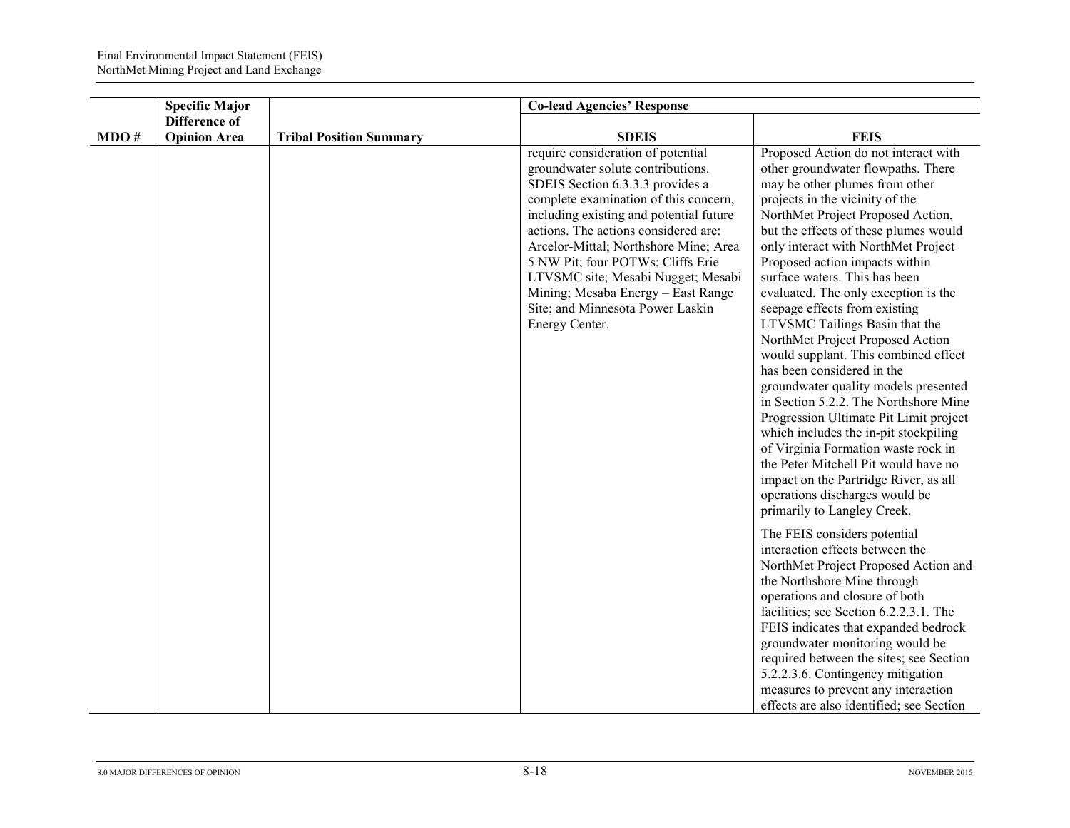| MDO # | Specific Major Difference of Opinion Area | Tribal Position Summary | Co-lead Agencies' Response | |
|---|---|---|---|---|
| | | | SDEIS | FEIS |
| | | | require consideration of potential groundwater solute contributions. SDEIS Section 6.3.3.3 provides a complete examination of this concern, including existing and potential future actions. The actions considered are: Arcelor-Mittal; Northshore Mine; Area 5 NW Pit; four POTWs; Cliffs Erie LTVSMC site; Mesabi Nugget; Mesabi Mining; Mesaba Energy – East Range Site; and Minnesota Power Laskin Energy Center. | Proposed Action do not interact with other groundwater flowpaths. There may be other plumes from other projects in the vicinity of the NorthMet Project Proposed Action, but the effects of these plumes would only interact with NorthMet Project Proposed action impacts within surface waters. This has been evaluated. The only exception is the seepage effects from existing LTVSMC Tailings Basin that the NorthMet Project Proposed Action would supplant. This combined effect has been considered in the groundwater quality models presented in Section 5.2.2. The Northshore Mine Progression Ultimate Pit Limit project which includes the in-pit stockpiling of Virginia Formation waste rock in the Peter Mitchell Pit would have no impact on the Partridge River, as all operations discharges would be primarily to Langley Creek.<br><br>The FEIS considers potential interaction effects between the NorthMet Project Proposed Action and the Northshore Mine through operations and closure of both facilities; see Section 6.2.2.3.1. The FEIS indicates that expanded bedrock groundwater monitoring would be required between the sites; see Section 5.2.2.3.6. Contingency mitigation measures to prevent any interaction effects are also identified; see Section |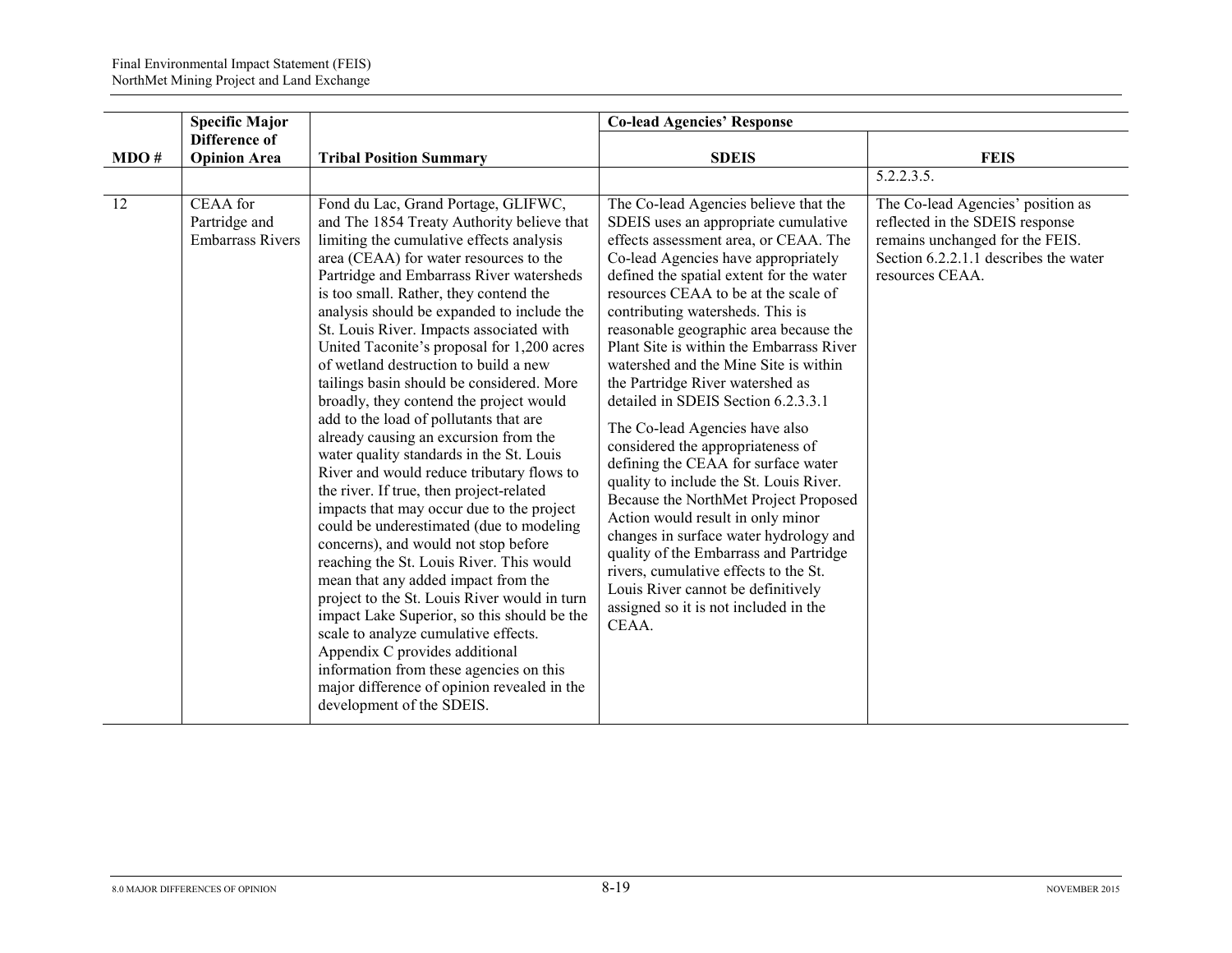| MDO # | Specific Major Difference of Opinion Area | Tribal Position Summary | Co-lead Agencies' Response | |
|---|---|---|---|---|
| | | | SDEIS | FEIS |
| | | | | 5.2.2.3.5. |
| 12 | CEAA for Partridge and Embarrass Rivers | Fond du Lac, Grand Portage, GLIFWC, and The 1854 Treaty Authority believe that limiting the cumulative effects analysis area (CEAA) for water resources to the Partridge and Embarrass River watersheds is too small. Rather, they contend the analysis should be expanded to include the St. Louis River. Impacts associated with United Taconite's proposal for 1,200 acres of wetland destruction to build a new tailings basin should be considered. More broadly, they contend the project would add to the load of pollutants that are already causing an excursion from the water quality standards in the St. Louis River and would reduce tributary flows to the river. If true, then project-related impacts that may occur due to the project could be underestimated (due to modeling concerns), and would not stop before reaching the St. Louis River. This would mean that any added impact from the project to the St. Louis River would in turn impact Lake Superior, so this should be the scale to analyze cumulative effects. Appendix C provides additional information from these agencies on this major difference of opinion revealed in the development of the SDEIS. | The Co-lead Agencies believe that the SDEIS uses an appropriate cumulative effects assessment area, or CEAA. The Co-lead Agencies have appropriately defined the spatial extent for the water resources CEAA to be at the scale of contributing watersheds. This is reasonable geographic area because the Plant Site is within the Embarrass River watershed and the Mine Site is within the Partridge River watershed as detailed in SDEIS Section 6.2.3.3.1<br><br>The Co-lead Agencies have also considered the appropriateness of defining the CEAA for surface water quality to include the St. Louis River. Because the NorthMet Project Proposed Action would result in only minor changes in surface water hydrology and quality of the Embarrass and Partridge rivers, cumulative effects to the St. Louis River cannot be definitively assigned so it is not included in the CEAA. | The Co-lead Agencies' position as reflected in the SDEIS response remains unchanged for the FEIS. Section 6.2.2.1.1 describes the water resources CEAA. |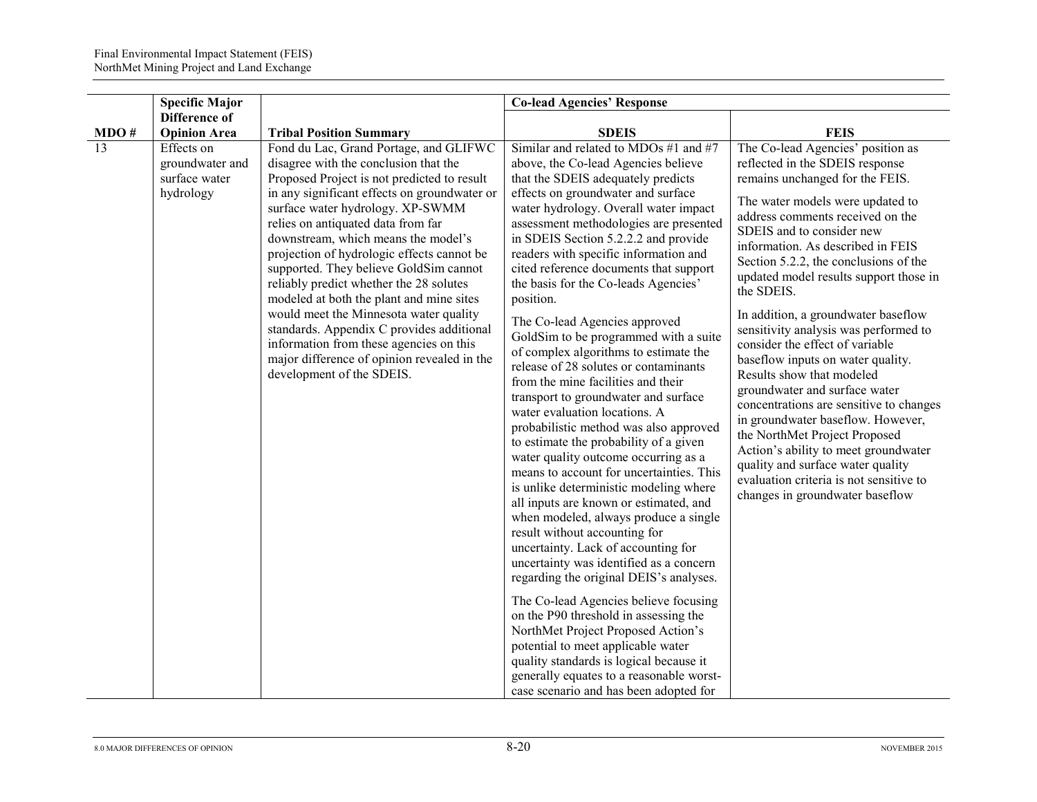| MDO # | Specific Major Difference of Opinion Area | Tribal Position Summary | Co-lead Agencies' Response | |
|---|---|---|---|---|
| | | | **SDEIS** | **FEIS** |
| 13 | Effects on groundwater and surface water hydrology | Fond du Lac, Grand Portage, and GLIFWC disagree with the conclusion that the Proposed Project is not predicted to result in any significant effects on groundwater or surface water hydrology. XP-SWMM relies on antiquated data from far downstream, which means the model's projection of hydrologic effects cannot be supported. They believe GoldSim cannot reliably predict whether the 28 solutes modeled at both the plant and mine sites would meet the Minnesota water quality standards. Appendix C provides additional information from these agencies on this major difference of opinion revealed in the development of the SDEIS. | Similar and related to MDOs #1 and #7 above, the Co-lead Agencies believe that the SDEIS adequately predicts effects on groundwater and surface water hydrology. Overall water impact assessment methodologies are presented in SDEIS Section 5.2.2.2 and provide readers with specific information and cited reference documents that support the basis for the Co-leads Agencies' position.<br><br>The Co-lead Agencies approved GoldSim to be programmed with a suite of complex algorithms to estimate the release of 28 solutes or contaminants from the mine facilities and their transport to groundwater and surface water evaluation locations. A probabilistic method was also approved to estimate the probability of a given water quality outcome occurring as a means to account for uncertainties. This is unlike deterministic modeling where all inputs are known or estimated, and when modeled, always produce a single result without accounting for uncertainty. Lack of accounting for uncertainty was identified as a concern regarding the original DEIS's analyses.<br><br>The Co-lead Agencies believe focusing on the P90 threshold in assessing the NorthMet Project Proposed Action's potential to meet applicable water quality standards is logical because it generally equates to a reasonable worst-case scenario and has been adopted for | The Co-lead Agencies' position as reflected in the SDEIS response remains unchanged for the FEIS.<br><br>The water models were updated to address comments received on the SDEIS and to consider new information. As described in FEIS Section 5.2.2, the conclusions of the updated model results support those in the SDEIS.<br><br>In addition, a groundwater baseflow sensitivity analysis was performed to consider the effect of variable baseflow inputs on water quality. Results show that modeled groundwater and surface water concentrations are sensitive to changes in groundwater baseflow. However, the NorthMet Project Proposed Action's ability to meet groundwater quality and surface water quality evaluation criteria is not sensitive to changes in groundwater baseflow |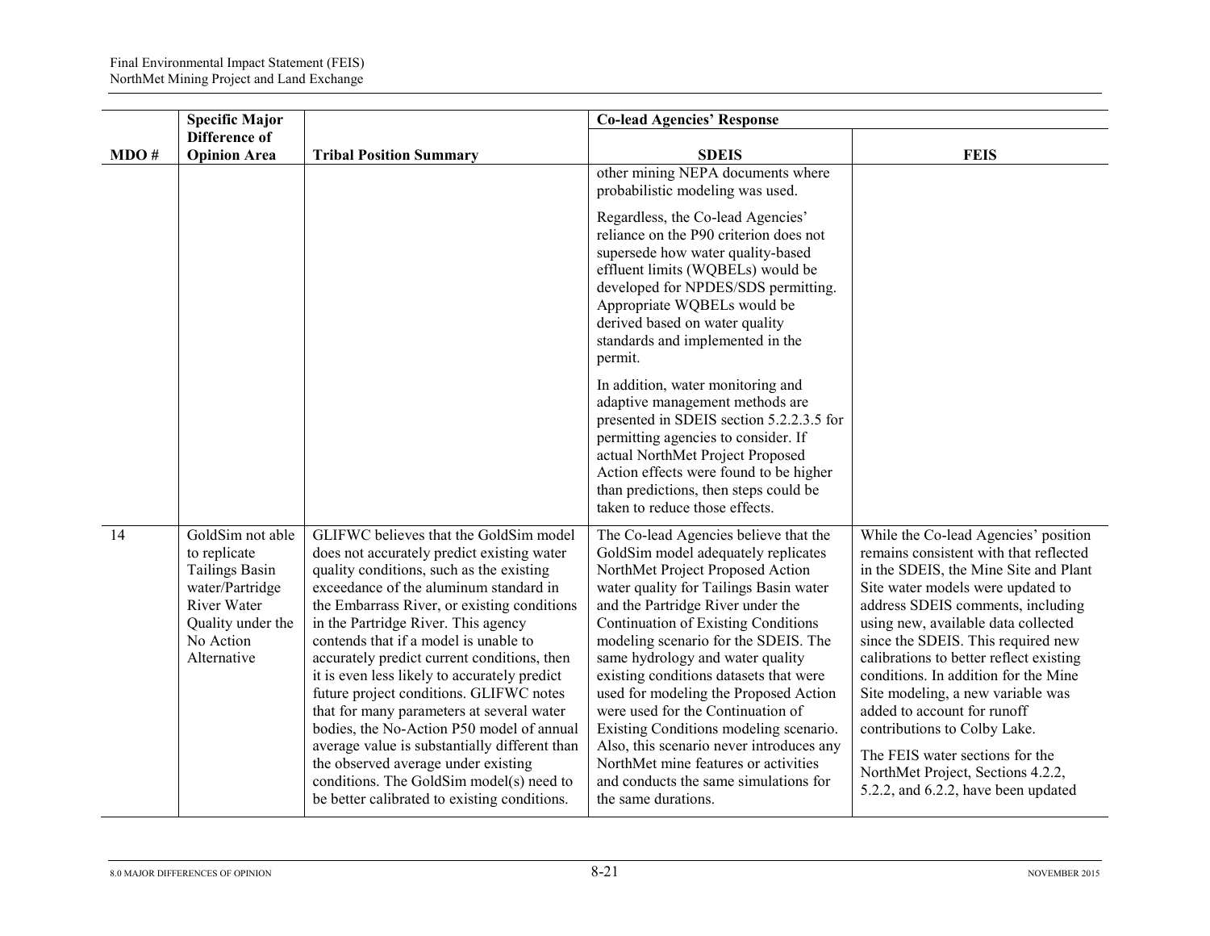| MDO # | Specific Major Difference of Opinion Area | Tribal Position Summary | Co-lead Agencies' Response | |
|---|---|---|---|---|
| | | | SDEIS | FEIS |
| | | | other mining NEPA documents where probabilistic modeling was used.<br><br>Regardless, the Co-lead Agencies' reliance on the P90 criterion does not supersede how water quality-based effluent limits (WQBELs) would be developed for NPDES/SDS permitting. Appropriate WQBELs would be derived based on water quality standards and implemented in the permit.<br><br>In addition, water monitoring and adaptive management methods are presented in SDEIS section 5.2.2.3.5 for permitting agencies to consider. If actual NorthMet Project Proposed Action effects were found to be higher than predictions, then steps could be taken to reduce those effects. | |
| 14 | GoldSim not able to replicate Tailings Basin water/Partridge River Water Quality under the No Action Alternative | GLIFWC believes that the GoldSim model does not accurately predict existing water quality conditions, such as the existing exceedance of the aluminum standard in the Embarrass River, or existing conditions in the Partridge River. This agency contends that if a model is unable to accurately predict current conditions, then it is even less likely to accurately predict future project conditions. GLIFWC notes that for many parameters at several water bodies, the No-Action P50 model of annual average value is substantially different than the observed average under existing conditions. The GoldSim model(s) need to be better calibrated to existing conditions. | The Co-lead Agencies believe that the GoldSim model adequately replicates NorthMet Project Proposed Action water quality for Tailings Basin water and the Partridge River under the Continuation of Existing Conditions modeling scenario for the SDEIS. The same hydrology and water quality existing conditions datasets that were used for modeling the Proposed Action were used for the Continuation of Existing Conditions modeling scenario. Also, this scenario never introduces any NorthMet mine features or activities and conducts the same simulations for the same durations. | While the Co-lead Agencies' position remains consistent with that reflected in the SDEIS, the Mine Site and Plant Site water models were updated to address SDEIS comments, including using new, available data collected since the SDEIS. This required new calibrations to better reflect existing conditions. In addition for the Mine Site modeling, a new variable was added to account for runoff contributions to Colby Lake.<br><br>The FEIS water sections for the NorthMet Project, Sections 4.2.2, 5.2.2, and 6.2.2, have been updated |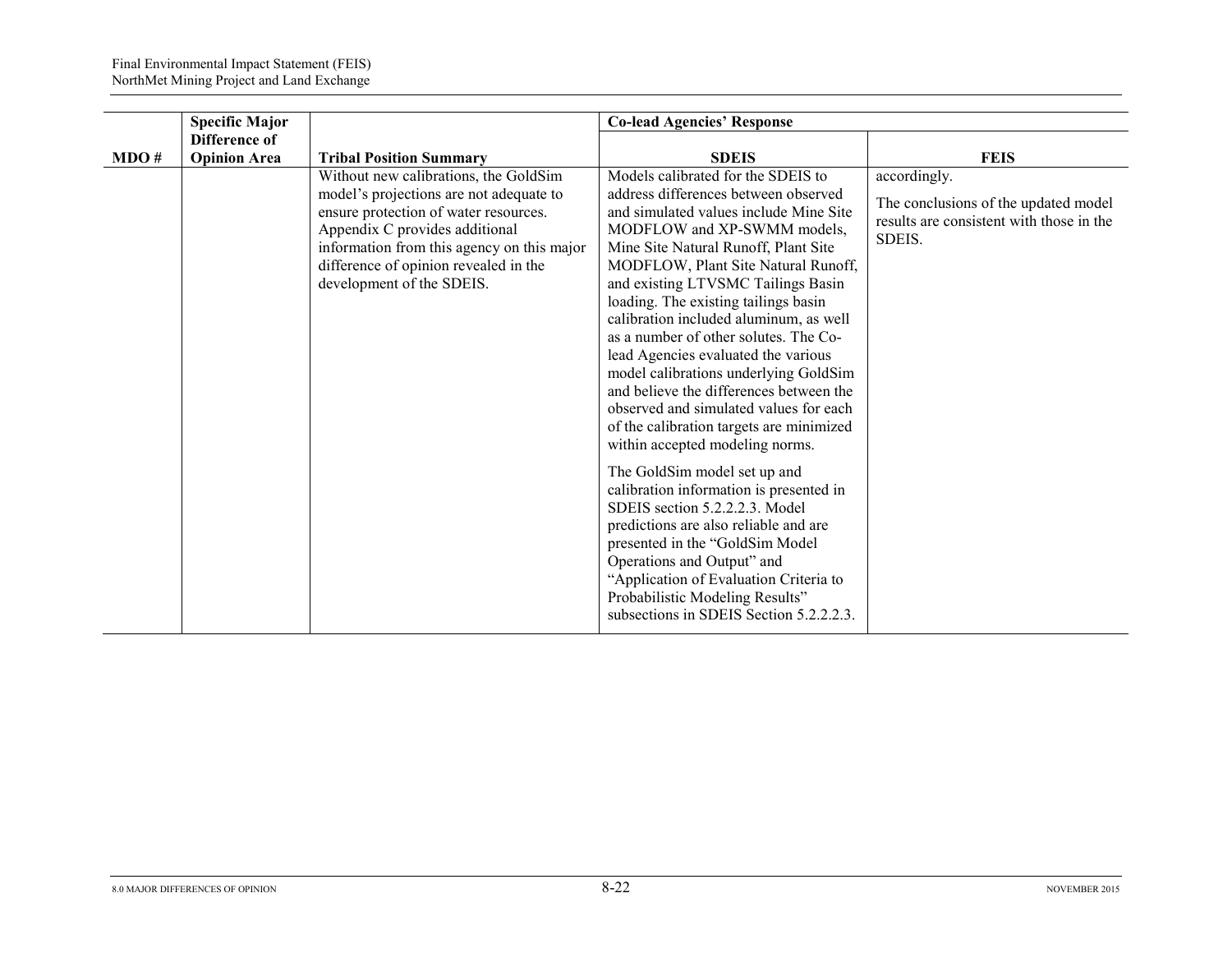| MDO # | Specific Major Difference of Opinion Area | Tribal Position Summary | Co-lead Agencies' Response | |
|---|---|---|---|---|
| | | | **SDEIS** | **FEIS** |
| | | Without new calibrations, the GoldSim model's projections are not adequate to ensure protection of water resources. Appendix C provides additional information from this agency on this major difference of opinion revealed in the development of the SDEIS. | Models calibrated for the SDEIS to address differences between observed and simulated values include Mine Site MODFLOW and XP-SWMM models, Mine Site Natural Runoff, Plant Site MODFLOW, Plant Site Natural Runoff, and existing LTVSMC Tailings Basin loading. The existing tailings basin calibration included aluminum, as well as a number of other solutes. The Co-lead Agencies evaluated the various model calibrations underlying GoldSim and believe the differences between the observed and simulated values for each of the calibration targets are minimized within accepted modeling norms.<br><br>The GoldSim model set up and calibration information is presented in SDEIS section 5.2.2.2.3. Model predictions are also reliable and are presented in the "GoldSim Model Operations and Output" and "Application of Evaluation Criteria to Probabilistic Modeling Results" subsections in SDEIS Section 5.2.2.2.3. | accordingly.<br><br>The conclusions of the updated model results are consistent with those in the SDEIS. |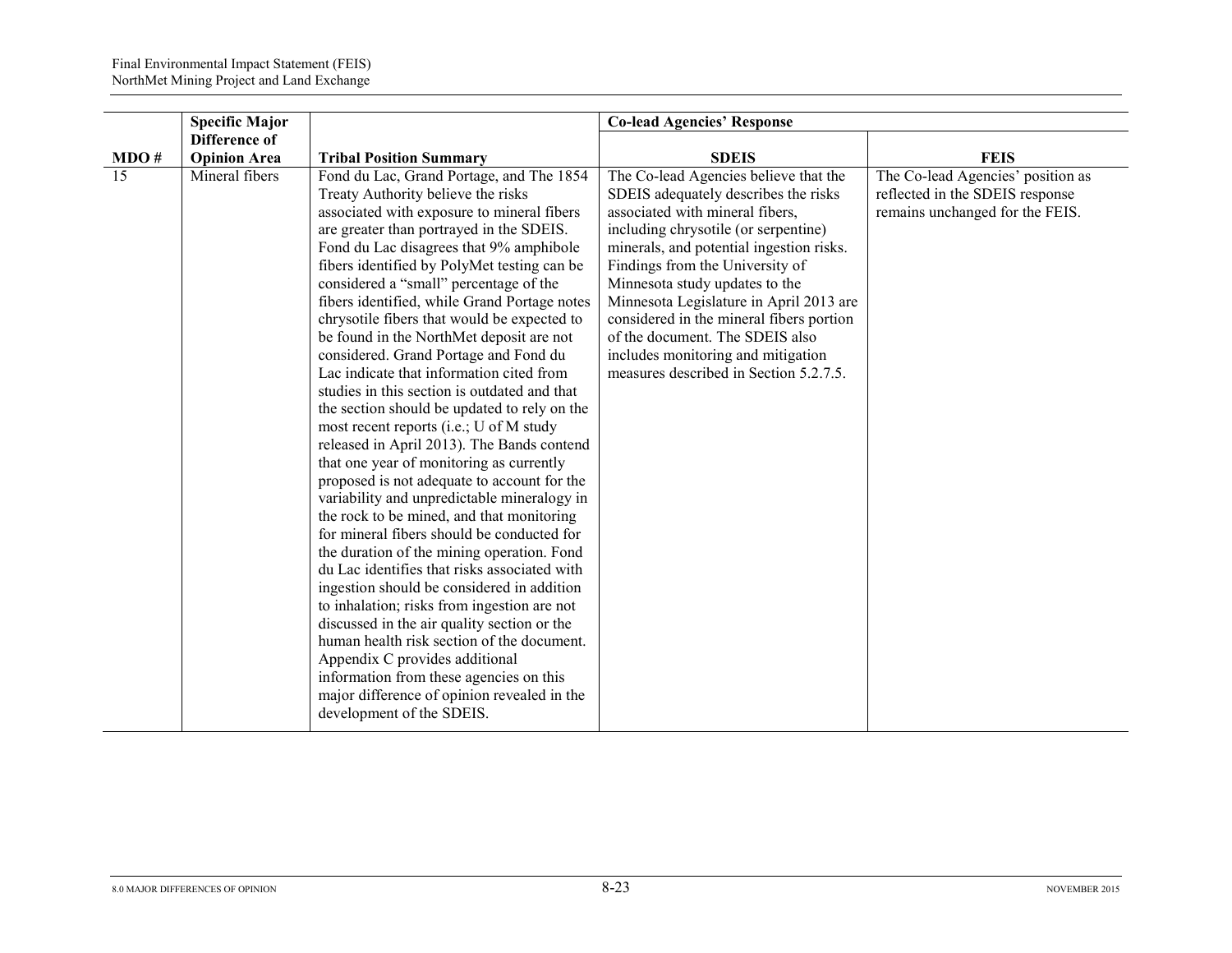| MDO # | Specific Major Difference of Opinion Area | Tribal Position Summary | Co-lead Agencies' Response | |
|---|---|---|---|---|
| | | | SDEIS | FEIS |
| 15 | Mineral fibers | Fond du Lac, Grand Portage, and The 1854 Treaty Authority believe the risks associated with exposure to mineral fibers are greater than portrayed in the SDEIS. Fond du Lac disagrees that 9% amphibole fibers identified by PolyMet testing can be considered a "small" percentage of the fibers identified, while Grand Portage notes chrysotile fibers that would be expected to be found in the NorthMet deposit are not considered. Grand Portage and Fond du Lac indicate that information cited from studies in this section is outdated and that the section should be updated to rely on the most recent reports (i.e.; U of M study released in April 2013). The Bands contend that one year of monitoring as currently proposed is not adequate to account for the variability and unpredictable mineralogy in the rock to be mined, and that monitoring for mineral fibers should be conducted for the duration of the mining operation. Fond du Lac identifies that risks associated with ingestion should be considered in addition to inhalation; risks from ingestion are not discussed in the air quality section or the human health risk section of the document. Appendix C provides additional information from these agencies on this major difference of opinion revealed in the development of the SDEIS. | The Co-lead Agencies believe that the SDEIS adequately describes the risks associated with mineral fibers, including chrysotile (or serpentine) minerals, and potential ingestion risks. Findings from the University of Minnesota study updates to the Minnesota Legislature in April 2013 are considered in the mineral fibers portion of the document. The SDEIS also includes monitoring and mitigation measures described in Section 5.2.7.5. | The Co-lead Agencies' position as reflected in the SDEIS response remains unchanged for the FEIS. |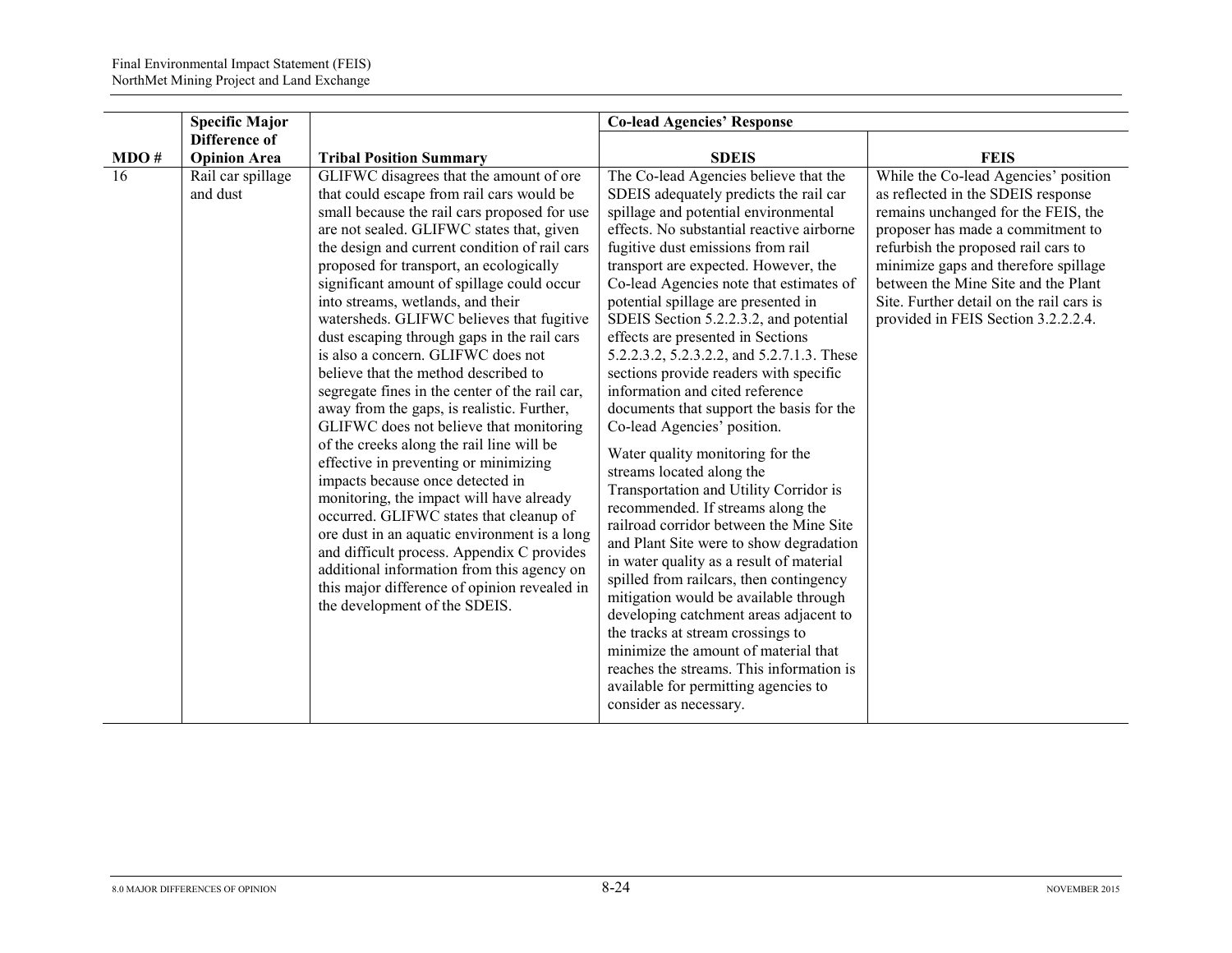| MDO # | Specific Major Difference of Opinion Area | Tribal Position Summary | Co-lead Agencies' Response | |
|---|---|---|---|---|
| | | | SDEIS | FEIS |
| 16 | Rail car spillage and dust | GLIFWC disagrees that the amount of ore that could escape from rail cars would be small because the rail cars proposed for use are not sealed. GLIFWC states that, given the design and current condition of rail cars proposed for transport, an ecologically significant amount of spillage could occur into streams, wetlands, and their watersheds. GLIFWC believes that fugitive dust escaping through gaps in the rail cars is also a concern. GLIFWC does not believe that the method described to segregate fines in the center of the rail car, away from the gaps, is realistic. Further, GLIFWC does not believe that monitoring of the creeks along the rail line will be effective in preventing or minimizing impacts because once detected in monitoring, the impact will have already occurred. GLIFWC states that cleanup of ore dust in an aquatic environment is a long and difficult process. Appendix C provides additional information from this agency on this major difference of opinion revealed in the development of the SDEIS. | The Co-lead Agencies believe that the SDEIS adequately predicts the rail car spillage and potential environmental effects. No substantial reactive airborne fugitive dust emissions from rail transport are expected. However, the Co-lead Agencies note that estimates of potential spillage are presented in SDEIS Section 5.2.2.3.2, and potential effects are presented in Sections 5.2.2.3.2, 5.2.3.2.2, and 5.2.7.1.3. These sections provide readers with specific information and cited reference documents that support the basis for the Co-lead Agencies' position.<br><br>Water quality monitoring for the streams located along the Transportation and Utility Corridor is recommended. If streams along the railroad corridor between the Mine Site and Plant Site were to show degradation in water quality as a result of material spilled from railcars, then contingency mitigation would be available through developing catchment areas adjacent to the tracks at stream crossings to minimize the amount of material that reaches the streams. This information is available for permitting agencies to consider as necessary. | While the Co-lead Agencies' position as reflected in the SDEIS response remains unchanged for the FEIS, the proposer has made a commitment to refurbish the proposed rail cars to minimize gaps and therefore spillage between the Mine Site and the Plant Site. Further detail on the rail cars is provided in FEIS Section 3.2.2.2.4. |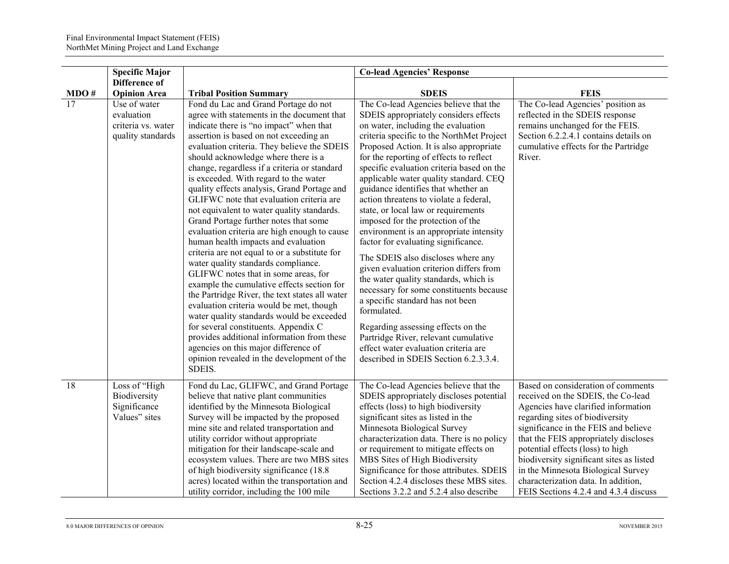| MDO # | Specific Major Difference of Opinion Area | Tribal Position Summary | Co-lead Agencies' Response | |
|---|---|---|---|---|
| | | | SDEIS | FEIS |
| 17 | Use of water evaluation criteria vs. water quality standards | Fond du Lac and Grand Portage do not agree with statements in the document that indicate there is "no impact" when that assertion is based on not exceeding an evaluation criteria. They believe the SDEIS should acknowledge where there is a change, regardless if a criteria or standard is exceeded. With regard to the water quality effects analysis, Grand Portage and GLIFWC note that evaluation criteria are not equivalent to water quality standards. Grand Portage further notes that some evaluation criteria are high enough to cause human health impacts and evaluation criteria are not equal to or a substitute for water quality standards compliance. GLIFWC notes that in some areas, for example the cumulative effects section for the Partridge River, the text states all water evaluation criteria would be met, though water quality standards would be exceeded for several constituents. Appendix C provides additional information from these agencies on this major difference of opinion revealed in the development of the SDEIS. | The Co-lead Agencies believe that the SDEIS appropriately considers effects on water, including the evaluation criteria specific to the NorthMet Project Proposed Action. It is also appropriate for the reporting of effects to reflect specific evaluation criteria based on the applicable water quality standard. CEQ guidance identifies that whether an action threatens to violate a federal, state, or local law or requirements imposed for the protection of the environment is an appropriate intensity factor for evaluating significance.<br><br>The SDEIS also discloses where any given evaluation criterion differs from the water quality standards, which is necessary for some constituents because a specific standard has not been formulated.<br><br>Regarding assessing effects on the Partridge River, relevant cumulative effect water evaluation criteria are described in SDEIS Section 6.2.3.3.4. | The Co-lead Agencies' position as reflected in the SDEIS response remains unchanged for the FEIS. Section 6.2.2.4.1 contains details on cumulative effects for the Partridge River. |
| 18 | Loss of "High Biodiversity Significance Values" sites | Fond du Lac, GLIFWC, and Grand Portage believe that native plant communities identified by the Minnesota Biological Survey will be impacted by the proposed mine site and related transportation and utility corridor without appropriate mitigation for their landscape-scale and ecosystem values. There are two MBS sites of high biodiversity significance (18.8 acres) located within the transportation and utility corridor, including the 100 mile | The Co-lead Agencies believe that the SDEIS appropriately discloses potential effects (loss) to high biodiversity significant sites as listed in the Minnesota Biological Survey characterization data. There is no policy or requirement to mitigate effects on MBS Sites of High Biodiversity Significance for those attributes. SDEIS Section 4.2.4 discloses these MBS sites. Sections 3.2.2 and 5.2.4 also describe | Based on consideration of comments received on the SDEIS, the Co-lead Agencies have clarified information regarding sites of biodiversity significance in the FEIS and believe that the FEIS appropriately discloses potential effects (loss) to high biodiversity significant sites as listed in the Minnesota Biological Survey characterization data. In addition, FEIS Sections 4.2.4 and 4.3.4 discuss |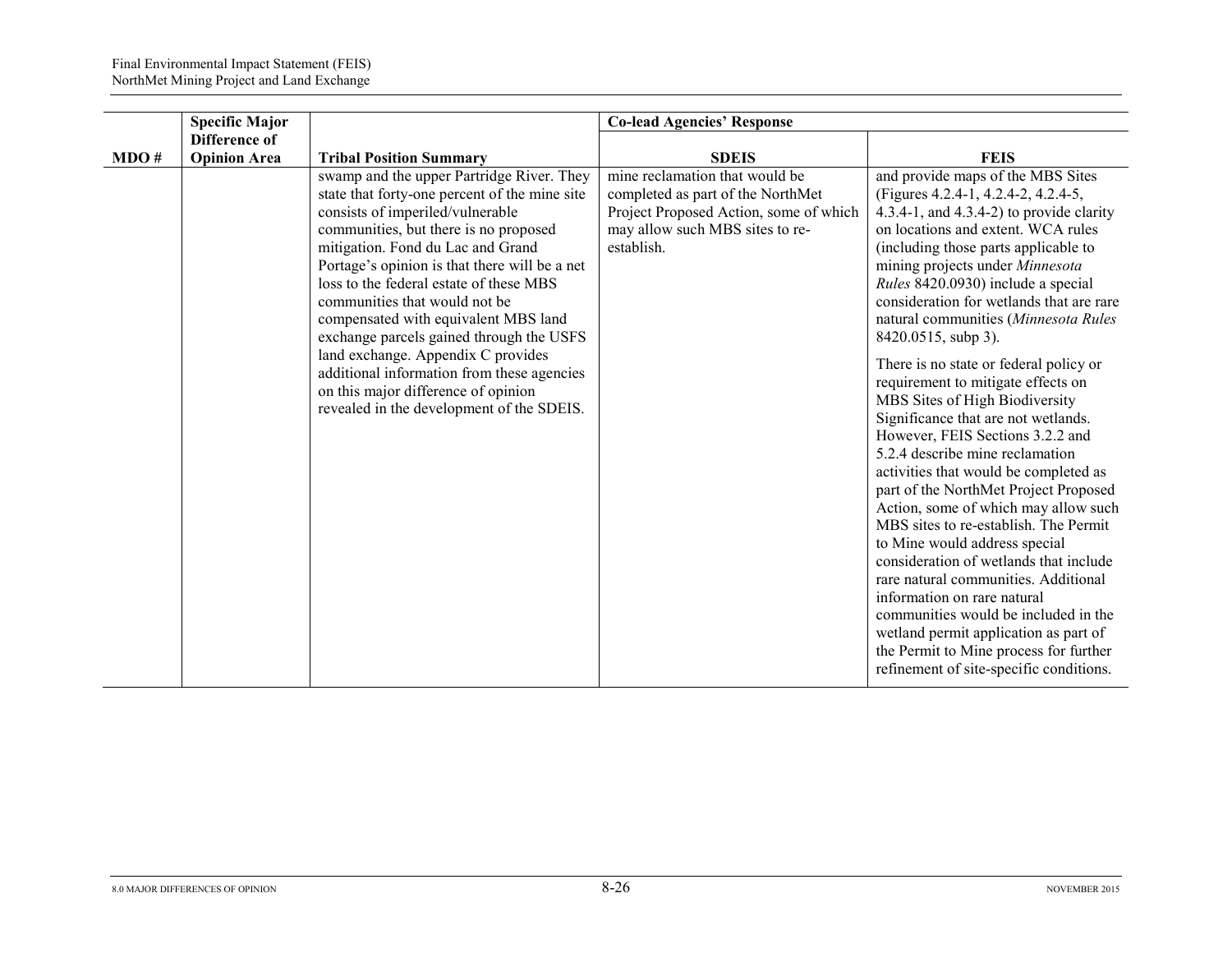| MDO # | Specific Major Difference of Opinion Area | Tribal Position Summary | Co-lead Agencies' Response | |
|---|---|---|---|---|
| | | | SDEIS | FEIS |
| | | swamp and the upper Partridge River. They state that forty-one percent of the mine site consists of imperiled/vulnerable communities, but there is no proposed mitigation. Fond du Lac and Grand Portage's opinion is that there will be a net loss to the federal estate of these MBS communities that would not be compensated with equivalent MBS land exchange parcels gained through the USFS land exchange. Appendix C provides additional information from these agencies on this major difference of opinion revealed in the development of the SDEIS. | mine reclamation that would be completed as part of the NorthMet Project Proposed Action, some of which may allow such MBS sites to re-establish. | and provide maps of the MBS Sites (Figures 4.2.4-1, 4.2.4-2, 4.2.4-5, 4.3.4-1, and 4.3.4-2) to provide clarity on locations and extent. WCA rules (including those parts applicable to mining projects under *Minnesota Rules* 8420.0930) include a special consideration for wetlands that are rare natural communities (*Minnesota Rules* 8420.0515, subp 3).<br><br>There is no state or federal policy or requirement to mitigate effects on MBS Sites of High Biodiversity Significance that are not wetlands. However, FEIS Sections 3.2.2 and 5.2.4 describe mine reclamation activities that would be completed as part of the NorthMet Project Proposed Action, some of which may allow such MBS sites to re-establish. The Permit to Mine would address special consideration of wetlands that include rare natural communities. Additional information on rare natural communities would be included in the wetland permit application as part of the Permit to Mine process for further refinement of site-specific conditions. |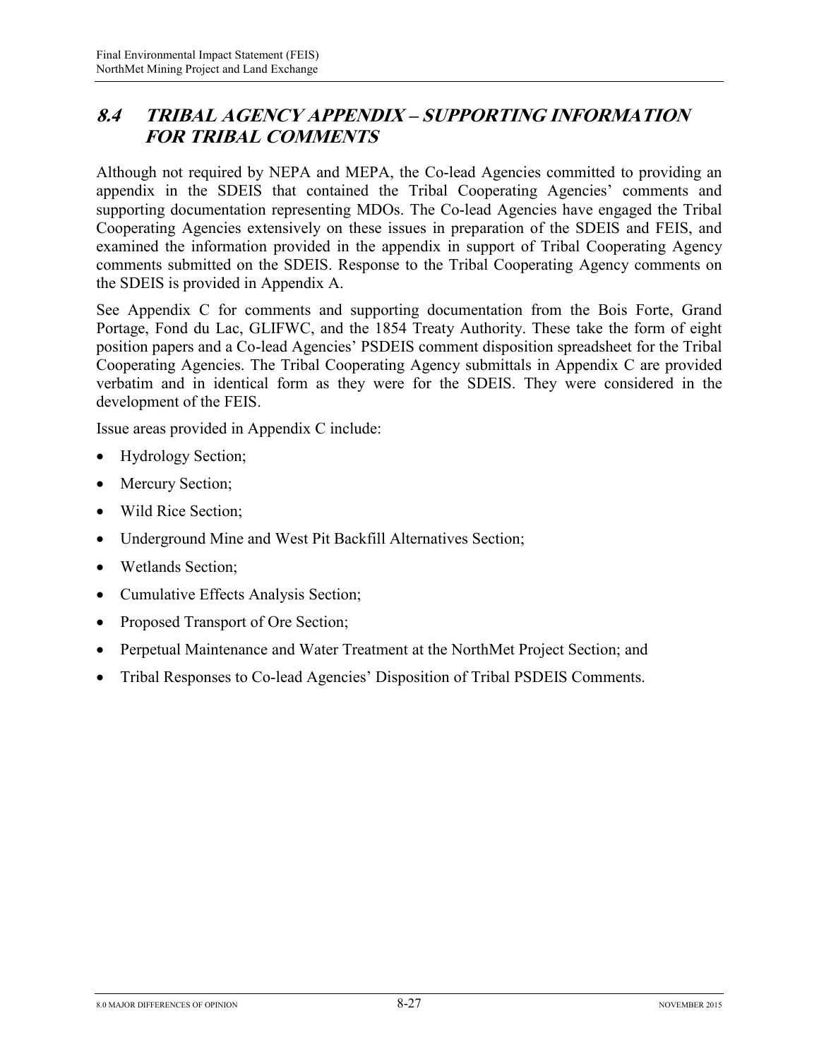## 8.4 TRIBAL AGENCY APPENDIX – SUPPORTING INFORMATION FOR TRIBAL COMMENTS

Although not required by NEPA and MEPA, the Co-lead Agencies committed to providing an appendix in the SDEIS that contained the Tribal Cooperating Agencies' comments and supporting documentation representing MDOs. The Co-lead Agencies have engaged the Tribal Cooperating Agencies extensively on these issues in preparation of the SDEIS and FEIS, and examined the information provided in the appendix in support of Tribal Cooperating Agency comments submitted on the SDEIS. Response to the Tribal Cooperating Agency comments on the SDEIS is provided in Appendix A.

See Appendix C for comments and supporting documentation from the Bois Forte, Grand Portage, Fond du Lac, GLIFWC, and the 1854 Treaty Authority. These take the form of eight position papers and a Co-lead Agencies' PSDEIS comment disposition spreadsheet for the Tribal Cooperating Agencies. The Tribal Cooperating Agency submittals in Appendix C are provided verbatim and in identical form as they were for the SDEIS. They were considered in the development of the FEIS.

Issue areas provided in Appendix C include:

- Hydrology Section;
- Mercury Section;
- Wild Rice Section;
- Underground Mine and West Pit Backfill Alternatives Section;
- Wetlands Section;
- Cumulative Effects Analysis Section;
- Proposed Transport of Ore Section;
- Perpetual Maintenance and Water Treatment at the NorthMet Project Section; and
- Tribal Responses to Co-lead Agencies' Disposition of Tribal PSDEIS Comments.